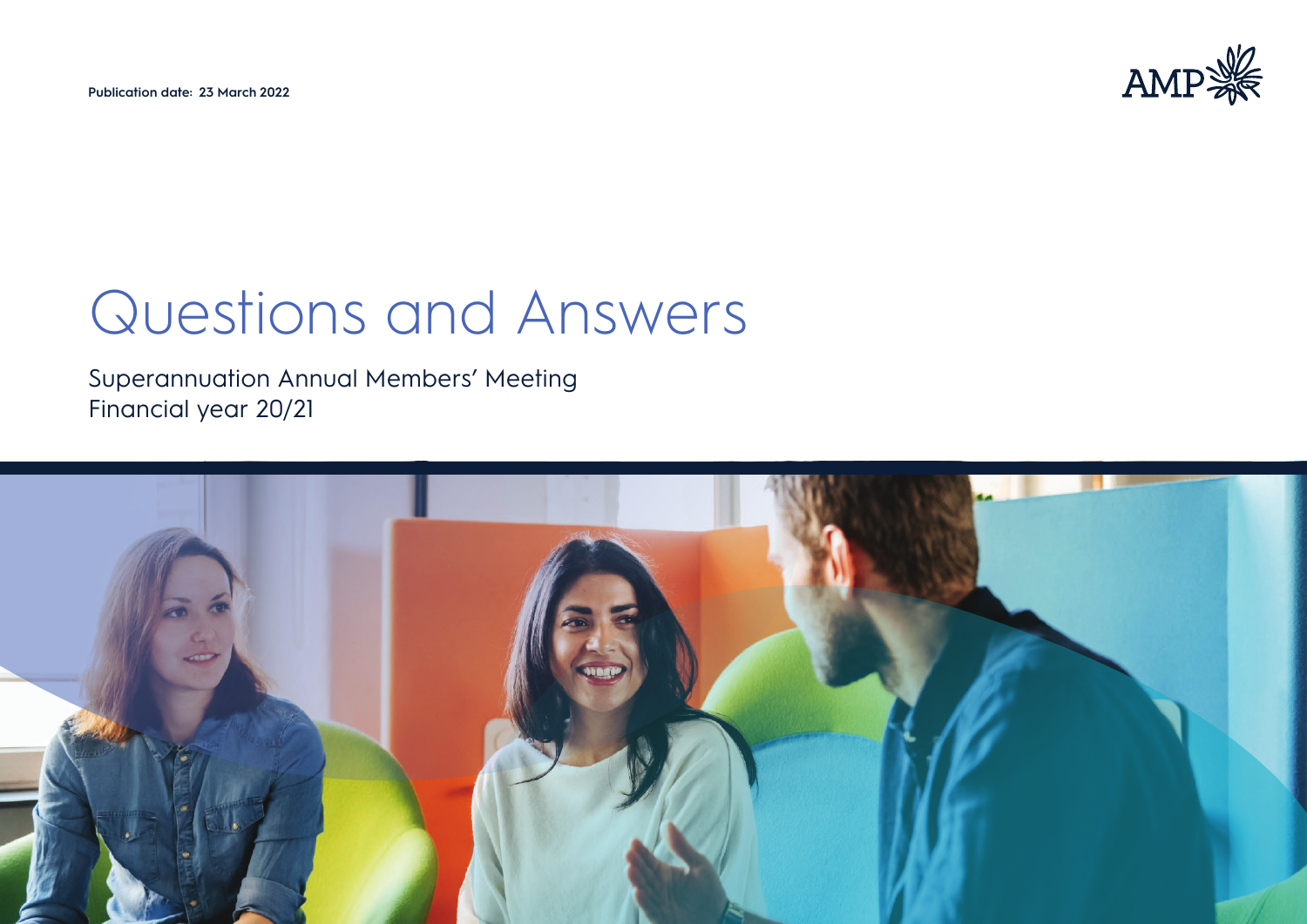Publication date: 23 March 2022

AMP

# Questions and Answers

Superannuation Annual Members' Meeting
Financial year 20/21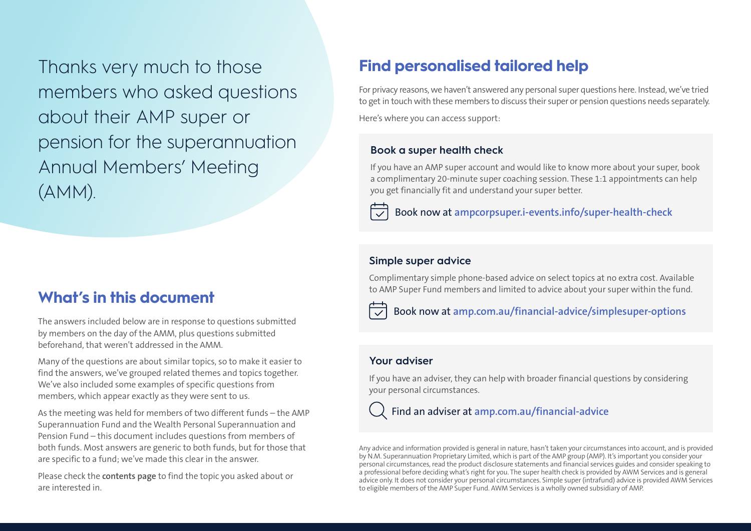Thanks very much to those members who asked questions about their AMP super or pension for the superannuation Annual Members' Meeting (AMM).

## What's in this document

The answers included below are in response to questions submitted by members on the day of the AMM, plus questions submitted beforehand, that weren't addressed in the AMM.

Many of the questions are about similar topics, so to make it easier to find the answers, we've grouped related themes and topics together. We've also included some examples of specific questions from members, which appear exactly as they were sent to us.

As the meeting was held for members of two different funds – the AMP Superannuation Fund and the Wealth Personal Superannuation and Pension Fund – this document includes questions from members of both funds. Most answers are generic to both funds, but for those that are specific to a fund; we've made this clear in the answer.

Please check the **contents page** to find the topic you asked about or are interested in.

## Find personalised tailored help

For privacy reasons, we haven't answered any personal super questions here. Instead, we've tried to get in touch with these members to discuss their super or pension questions needs separately.

Here's where you can access support:

### Book a super health check

If you have an AMP super account and would like to know more about your super, book a complimentary 20-minute super coaching session. These 1:1 appointments can help you get financially fit and understand your super better.

Book now at ampcorpsuper.i-events.info/super-health-check

### Simple super advice

Complimentary simple phone-based advice on select topics at no extra cost. Available to AMP Super Fund members and limited to advice about your super within the fund.

Book now at amp.com.au/financial-advice/simplesuper-options

### Your adviser

If you have an adviser, they can help with broader financial questions by considering your personal circumstances.

Find an adviser at amp.com.au/financial-advice

Any advice and information provided is general in nature, hasn't taken your circumstances into account, and is provided by N.M. Superannuation Proprietary Limited, which is part of the AMP group (AMP). It's important you consider your personal circumstances, read the product disclosure statements and financial services guides and consider speaking to a professional before deciding what's right for you. The super health check is provided by AWM Services and is general advice only. It does not consider your personal circumstances. Simple super (intrafund) advice is provided AWM Services to eligible members of the AMP Super Fund. AWM Services is a wholly owned subsidiary of AMP.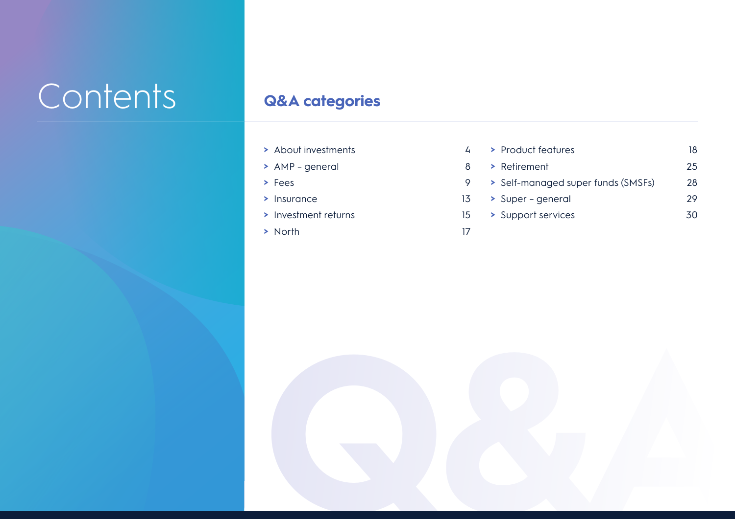# Contents

## Q&A categories

| Category | Page |
| --- | --- |
| About investments | 4 |
| AMP – general | 8 |
| Fees | 9 |
| Insurance | 13 |
| Investment returns | 15 |
| North | 17 |
| Product features | 18 |
| Retirement | 25 |
| Self-managed super funds (SMSFs) | 28 |
| Super – general | 29 |
| Support services | 30 |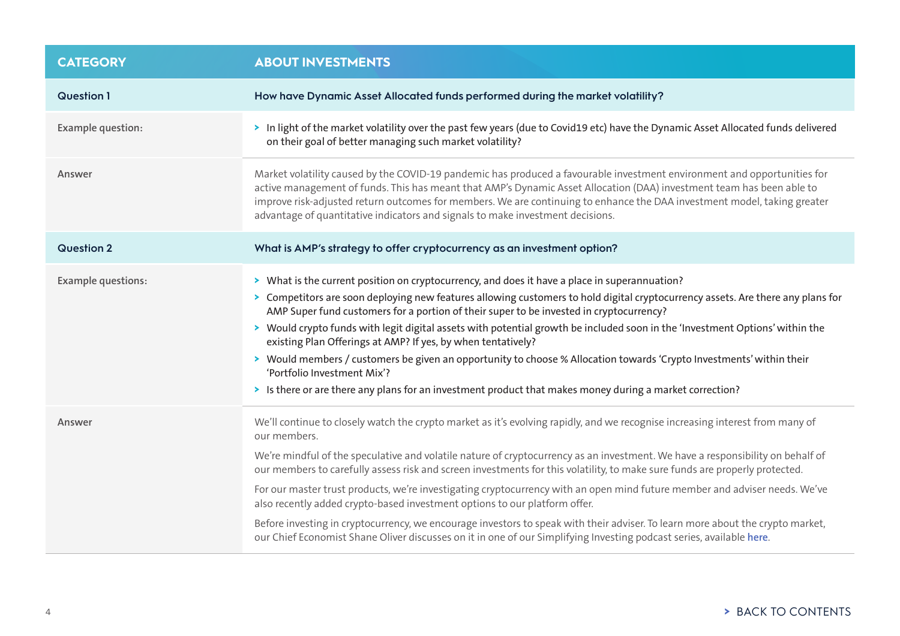| CATEGORY | ABOUT INVESTMENTS |
| --- | --- |
| **Question 1** | **How have Dynamic Asset Allocated funds performed during the market volatility?** |
| Example question: | > In light of the market volatility over the past few years (due to Covid19 etc) have the Dynamic Asset Allocated funds delivered on their goal of better managing such market volatility? |
| Answer | Market volatility caused by the COVID-19 pandemic has produced a favourable investment environment and opportunities for active management of funds. This has meant that AMP's Dynamic Asset Allocation (DAA) investment team has been able to improve risk-adjusted return outcomes for members. We are continuing to enhance the DAA investment model, taking greater advantage of quantitative indicators and signals to make investment decisions. |
| **Question 2** | **What is AMP's strategy to offer cryptocurrency as an investment option?** |
| Example questions: | > What is the current position on cryptocurrency, and does it have a place in superannuation?<br>> Competitors are soon deploying new features allowing customers to hold digital cryptocurrency assets. Are there any plans for AMP Super fund customers for a portion of their super to be invested in cryptocurrency?<br>> Would crypto funds with legit digital assets with potential growth be included soon in the 'Investment Options' within the existing Plan Offerings at AMP? If yes, by when tentatively?<br>> Would members / customers be given an opportunity to choose % Allocation towards 'Crypto Investments' within their 'Portfolio Investment Mix'?<br>> Is there or are there any plans for an investment product that makes money during a market correction? |
| Answer | We'll continue to closely watch the crypto market as it's evolving rapidly, and we recognise increasing interest from many of our members.<br><br>We're mindful of the speculative and volatile nature of cryptocurrency as an investment. We have a responsibility on behalf of our members to carefully assess risk and screen investments for this volatility, to make sure funds are properly protected.<br><br>For our master trust products, we're investigating cryptocurrency with an open mind future member and adviser needs. We've also recently added crypto-based investment options to our platform offer.<br><br>Before investing in cryptocurrency, we encourage investors to speak with their adviser. To learn more about the crypto market, our Chief Economist Shane Oliver discusses on it in one of our Simplifying Investing podcast series, available here. |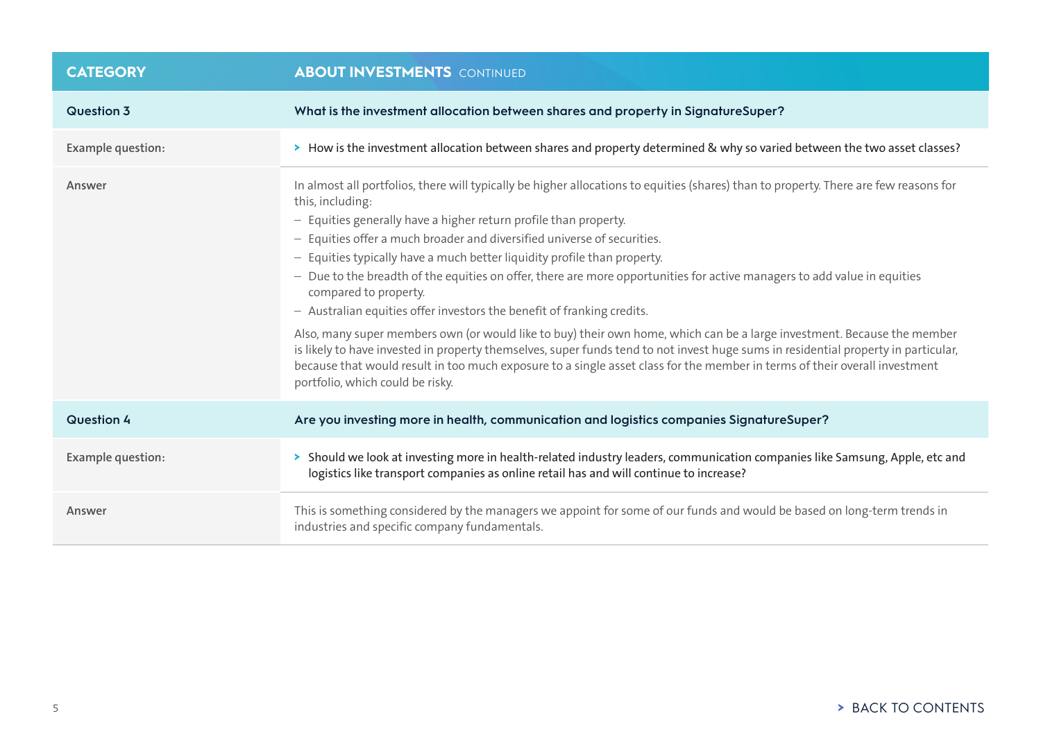| CATEGORY | ABOUT INVESTMENTS CONTINUED |
|---|---|
| **Question 3** | **What is the investment allocation between shares and property in SignatureSuper?** |
| Example question: | > How is the investment allocation between shares and property determined & why so varied between the two asset classes? |
| Answer | In almost all portfolios, there will typically be higher allocations to equities (shares) than to property. There are few reasons for this, including:<br>– Equities generally have a higher return profile than property.<br>– Equities offer a much broader and diversified universe of securities.<br>– Equities typically have a much better liquidity profile than property.<br>– Due to the breadth of the equities on offer, there are more opportunities for active managers to add value in equities compared to property.<br>– Australian equities offer investors the benefit of franking credits.<br><br>Also, many super members own (or would like to buy) their own home, which can be a large investment. Because the member is likely to have invested in property themselves, super funds tend to not invest huge sums in residential property in particular, because that would result in too much exposure to a single asset class for the member in terms of their overall investment portfolio, which could be risky. |
| **Question 4** | **Are you investing more in health, communication and logistics companies SignatureSuper?** |
| Example question: | > Should we look at investing more in health-related industry leaders, communication companies like Samsung, Apple, etc and logistics like transport companies as online retail has and will continue to increase? |
| Answer | This is something considered by the managers we appoint for some of our funds and would be based on long-term trends in industries and specific company fundamentals. |

> BACK TO CONTENTS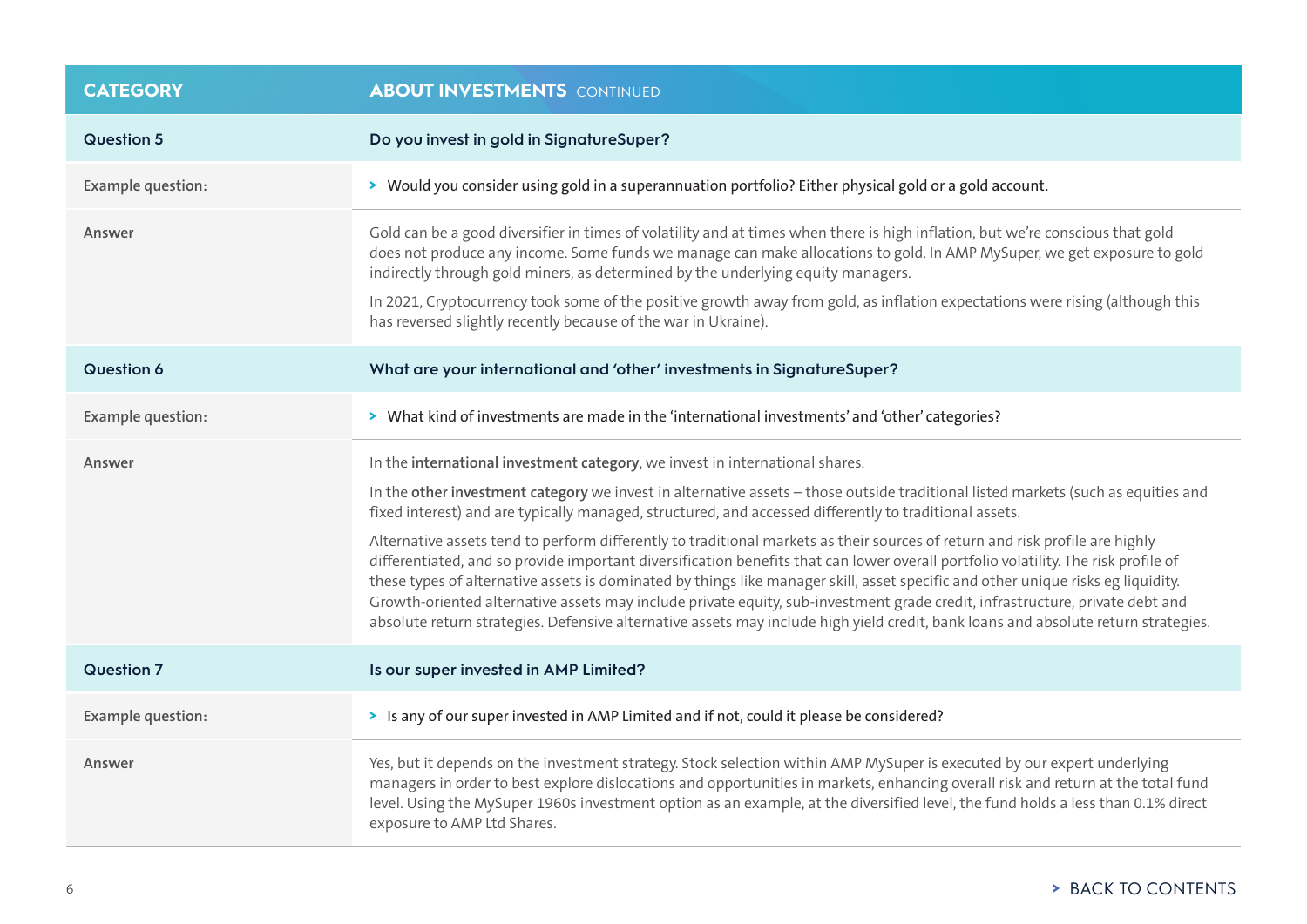| CATEGORY | ABOUT INVESTMENTS CONTINUED |
|---|---|
| **Question 5** | **Do you invest in gold in SignatureSuper?** |
| Example question: | > Would you consider using gold in a superannuation portfolio? Either physical gold or a gold account. |
| Answer | Gold can be a good diversifier in times of volatility and at times when there is high inflation, but we're conscious that gold does not produce any income. Some funds we manage can make allocations to gold. In AMP MySuper, we get exposure to gold indirectly through gold miners, as determined by the underlying equity managers. <br><br> In 2021, Cryptocurrency took some of the positive growth away from gold, as inflation expectations were rising (although this has reversed slightly recently because of the war in Ukraine). |
| **Question 6** | **What are your international and 'other' investments in SignatureSuper?** |
| Example question: | > What kind of investments are made in the 'international investments' and 'other' categories? |
| Answer | In the **international investment category**, we invest in international shares. <br><br> In the **other investment category** we invest in alternative assets – those outside traditional listed markets (such as equities and fixed interest) and are typically managed, structured, and accessed differently to traditional assets. <br><br> Alternative assets tend to perform differently to traditional markets as their sources of return and risk profile are highly differentiated, and so provide important diversification benefits that can lower overall portfolio volatility. The risk profile of these types of alternative assets is dominated by things like manager skill, asset specific and other unique risks eg liquidity. Growth-oriented alternative assets may include private equity, sub-investment grade credit, infrastructure, private debt and absolute return strategies. Defensive alternative assets may include high yield credit, bank loans and absolute return strategies. |
| **Question 7** | **Is our super invested in AMP Limited?** |
| Example question: | > Is any of our super invested in AMP Limited and if not, could it please be considered? |
| Answer | Yes, but it depends on the investment strategy. Stock selection within AMP MySuper is executed by our expert underlying managers in order to best explore dislocations and opportunities in markets, enhancing overall risk and return at the total fund level. Using the MySuper 1960s investment option as an example, at the diversified level, the fund holds a less than 0.1% direct exposure to AMP Ltd Shares. |

> BACK TO CONTENTS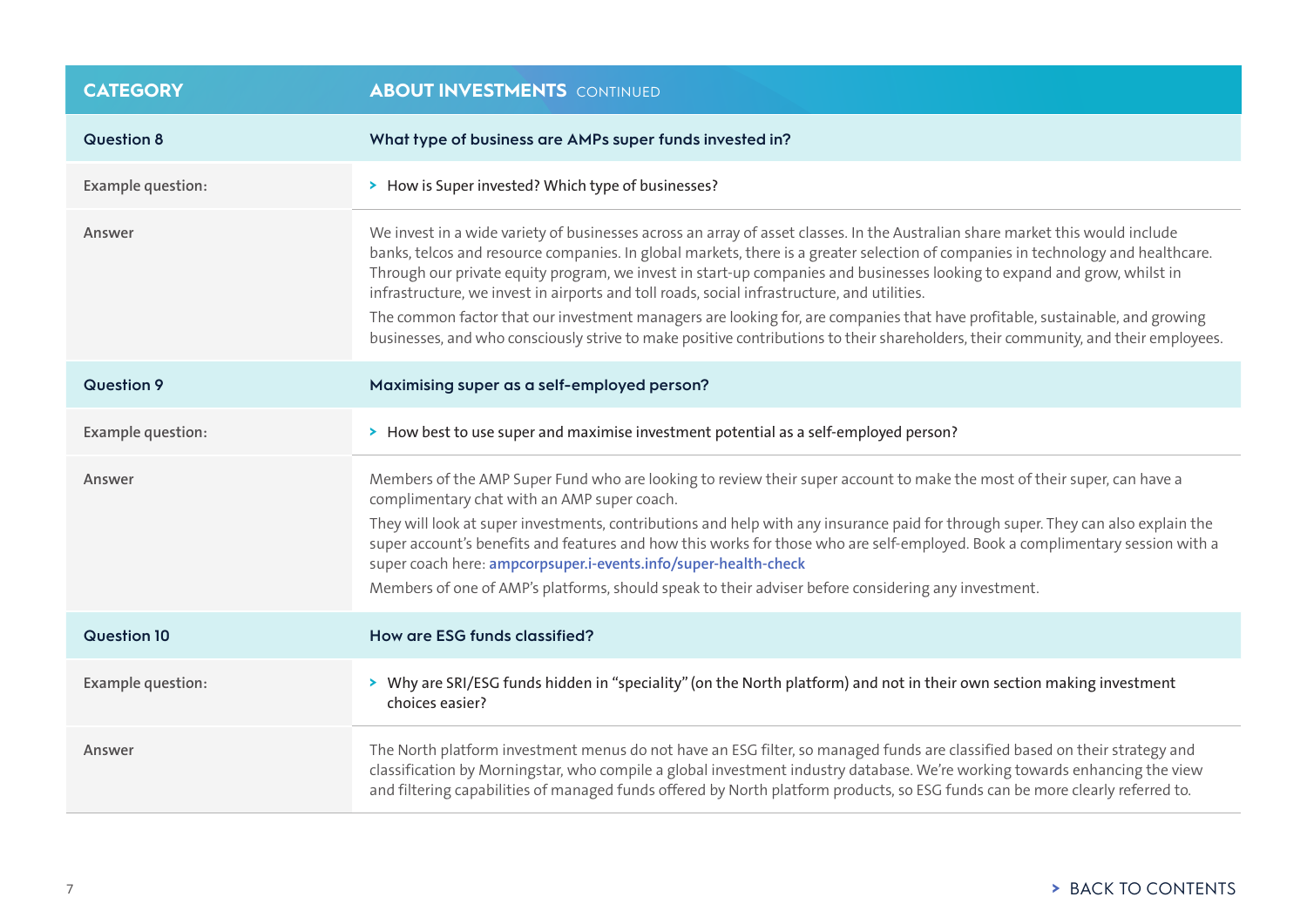| CATEGORY | ABOUT INVESTMENTS CONTINUED |
|---|---|
| **Question 8** | **What type of business are AMPs super funds invested in?** |
| Example question: | > How is Super invested? Which type of businesses? |
| Answer | We invest in a wide variety of businesses across an array of asset classes. In the Australian share market this would include banks, telcos and resource companies. In global markets, there is a greater selection of companies in technology and healthcare. Through our private equity program, we invest in start-up companies and businesses looking to expand and grow, whilst in infrastructure, we invest in airports and toll roads, social infrastructure, and utilities.<br>The common factor that our investment managers are looking for, are companies that have profitable, sustainable, and growing businesses, and who consciously strive to make positive contributions to their shareholders, their community, and their employees. |
| **Question 9** | **Maximising super as a self-employed person?** |
| Example question: | > How best to use super and maximise investment potential as a self-employed person? |
| Answer | Members of the AMP Super Fund who are looking to review their super account to make the most of their super, can have a complimentary chat with an AMP super coach.<br>They will look at super investments, contributions and help with any insurance paid for through super. They can also explain the super account's benefits and features and how this works for those who are self-employed. Book a complimentary session with a super coach here: ampcorpsuper.i-events.info/super-health-check<br>Members of one of AMP's platforms, should speak to their adviser before considering any investment. |
| **Question 10** | **How are ESG funds classified?** |
| Example question: | > Why are SRI/ESG funds hidden in "speciality" (on the North platform) and not in their own section making investment choices easier? |
| Answer | The North platform investment menus do not have an ESG filter, so managed funds are classified based on their strategy and classification by Morningstar, who compile a global investment industry database. We're working towards enhancing the view and filtering capabilities of managed funds offered by North platform products, so ESG funds can be more clearly referred to. |

> BACK TO CONTENTS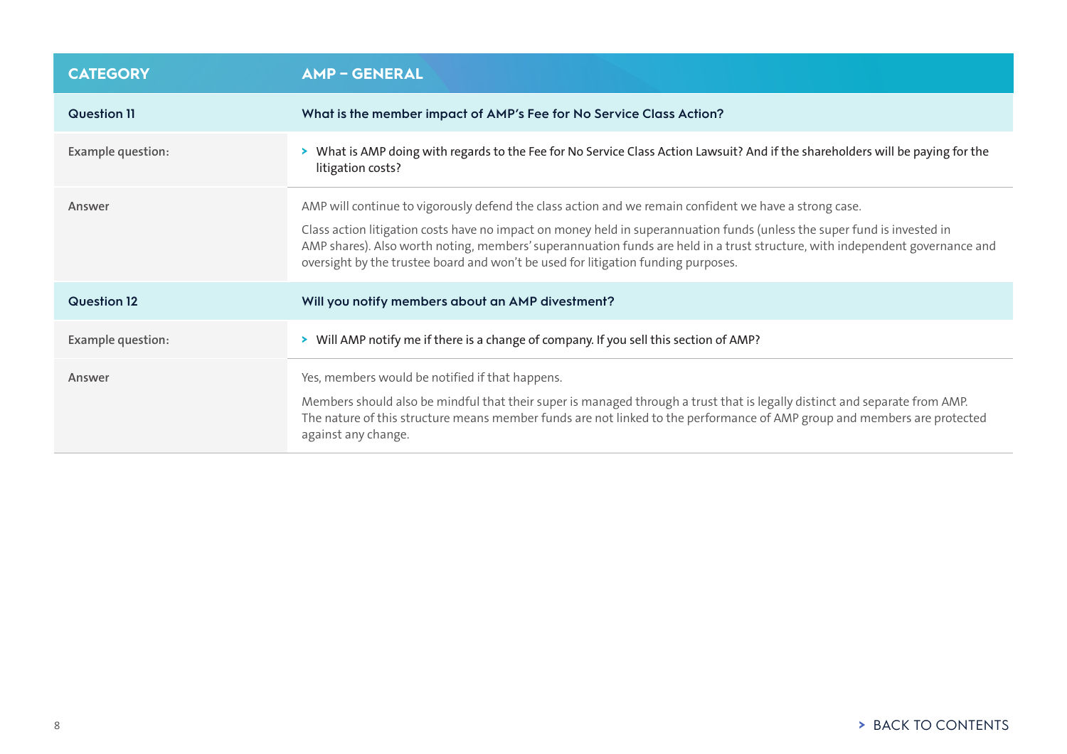| CATEGORY | AMP – GENERAL |
|---|---|
| **Question 11** | **What is the member impact of AMP's Fee for No Service Class Action?** |
| Example question: | > What is AMP doing with regards to the Fee for No Service Class Action Lawsuit? And if the shareholders will be paying for the litigation costs? |
| Answer | AMP will continue to vigorously defend the class action and we remain confident we have a strong case.<br><br>Class action litigation costs have no impact on money held in superannuation funds (unless the super fund is invested in AMP shares). Also worth noting, members' superannuation funds are held in a trust structure, with independent governance and oversight by the trustee board and won't be used for litigation funding purposes. |
| **Question 12** | **Will you notify members about an AMP divestment?** |
| Example question: | > Will AMP notify me if there is a change of company. If you sell this section of AMP? |
| Answer | Yes, members would be notified if that happens.<br><br>Members should also be mindful that their super is managed through a trust that is legally distinct and separate from AMP. The nature of this structure means member funds are not linked to the performance of AMP group and members are protected against any change. |

> BACK TO CONTENTS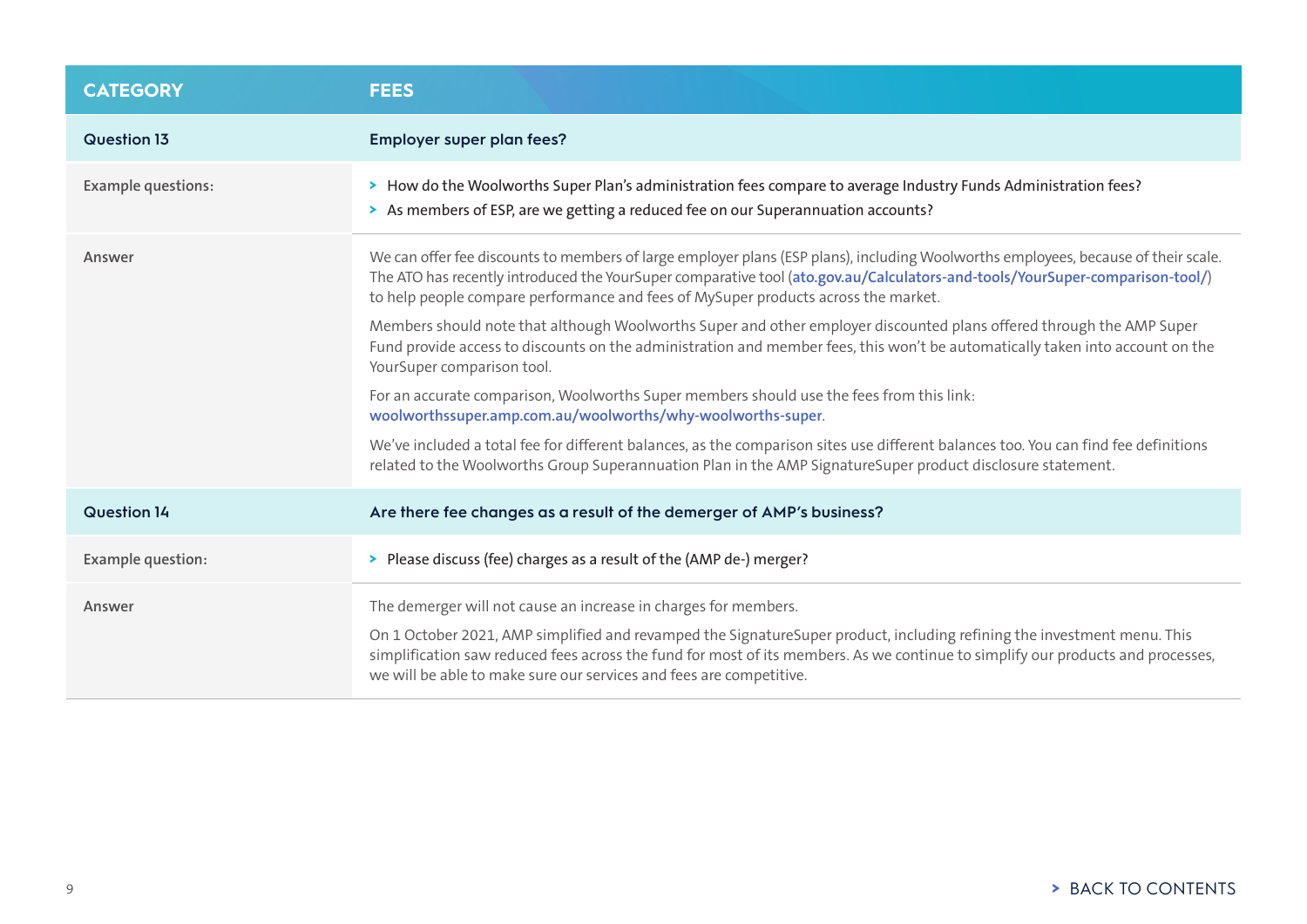| CATEGORY | FEES |
|---|---|
| **Question 13** | **Employer super plan fees?** |
| Example questions: | › How do the Woolworths Super Plan's administration fees compare to average Industry Funds Administration fees?<br>› As members of ESP, are we getting a reduced fee on our Superannuation accounts? |
| Answer | We can offer fee discounts to members of large employer plans (ESP plans), including Woolworths employees, because of their scale. The ATO has recently introduced the YourSuper comparative tool (ato.gov.au/Calculators-and-tools/YourSuper-comparison-tool/) to help people compare performance and fees of MySuper products across the market.<br><br>Members should note that although Woolworths Super and other employer discounted plans offered through the AMP Super Fund provide access to discounts on the administration and member fees, this won't be automatically taken into account on the YourSuper comparison tool.<br><br>For an accurate comparison, Woolworths Super members should use the fees from this link: woolworthssuper.amp.com.au/woolworths/why-woolworths-super.<br><br>We've included a total fee for different balances, as the comparison sites use different balances too. You can find fee definitions related to the Woolworths Group Superannuation Plan in the AMP SignatureSuper product disclosure statement. |
| **Question 14** | **Are there fee changes as a result of the demerger of AMP's business?** |
| Example question: | › Please discuss (fee) charges as a result of the (AMP de-) merger? |
| Answer | The demerger will not cause an increase in charges for members.<br><br>On 1 October 2021, AMP simplified and revamped the SignatureSuper product, including refining the investment menu. This simplification saw reduced fees across the fund for most of its members. As we continue to simplify our products and processes, we will be able to make sure our services and fees are competitive. |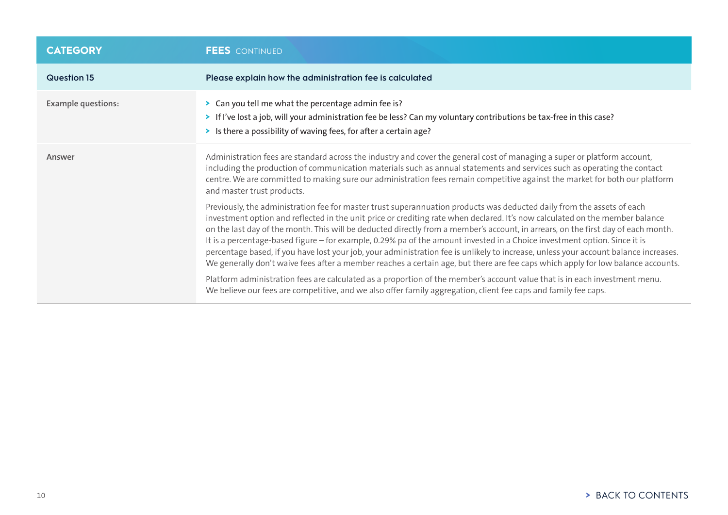| CATEGORY | FEES CONTINUED |
|---|---|
| **Question 15** | **Please explain how the administration fee is calculated** |
| Example questions: | > Can you tell me what the percentage admin fee is?<br>> If I've lost a job, will your administration fee be less? Can my voluntary contributions be tax-free in this case?<br>> Is there a possibility of waving fees, for after a certain age? |
| Answer | Administration fees are standard across the industry and cover the general cost of managing a super or platform account, including the production of communication materials such as annual statements and services such as operating the contact centre. We are committed to making sure our administration fees remain competitive against the market for both our platform and master trust products.<br><br>Previously, the administration fee for master trust superannuation products was deducted daily from the assets of each investment option and reflected in the unit price or crediting rate when declared. It's now calculated on the member balance on the last day of the month. This will be deducted directly from a member's account, in arrears, on the first day of each month. It is a percentage-based figure – for example, 0.29% pa of the amount invested in a Choice investment option. Since it is percentage based, if you have lost your job, your administration fee is unlikely to increase, unless your account balance increases. We generally don't waive fees after a member reaches a certain age, but there are fee caps which apply for low balance accounts.<br><br>Platform administration fees are calculated as a proportion of the member's account value that is in each investment menu. We believe our fees are competitive, and we also offer family aggregation, client fee caps and family fee caps. |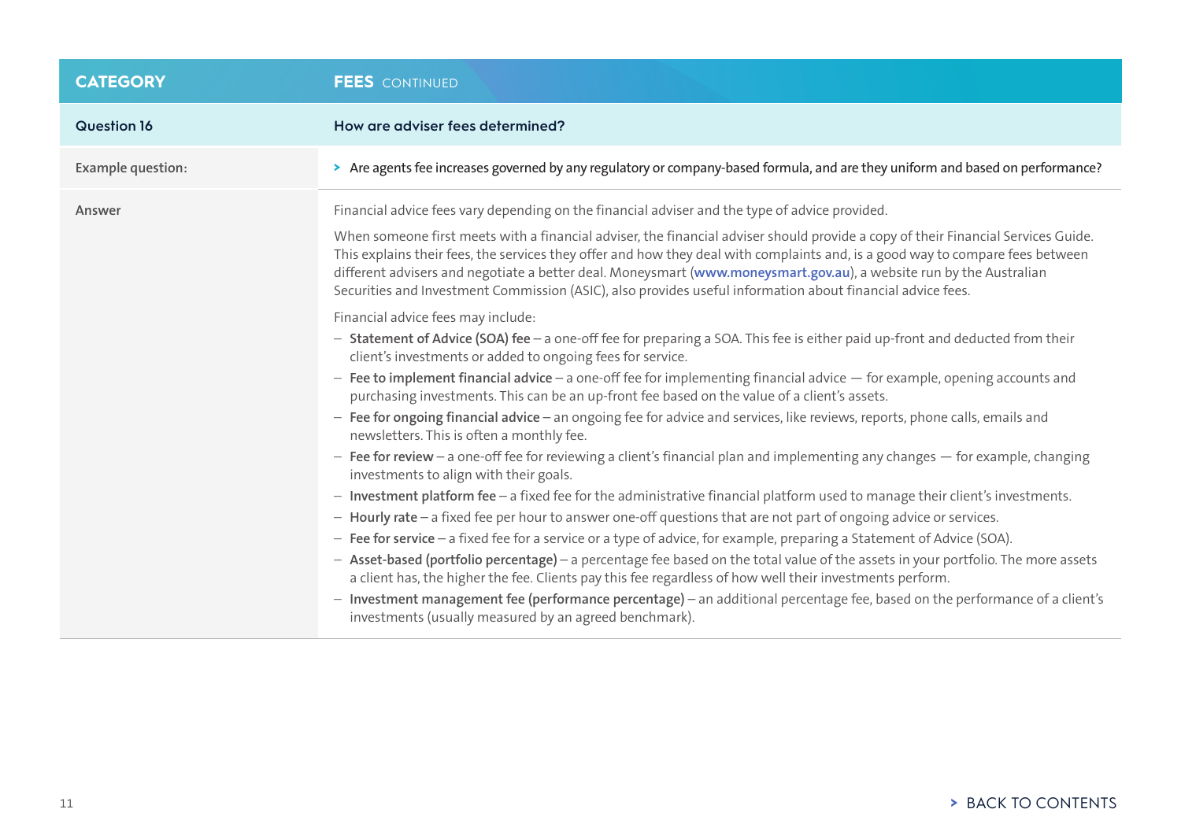| CATEGORY | FEES CONTINUED |
|---|---|
| **Question 16** | **How are adviser fees determined?** |
| Example question: | Are agents fee increases governed by any regulatory or company-based formula, and are they uniform and based on performance? |
| Answer | Financial advice fees vary depending on the financial adviser and the type of advice provided.<br><br>When someone first meets with a financial adviser, the financial adviser should provide a copy of their Financial Services Guide. This explains their fees, the services they offer and how they deal with complaints and, is a good way to compare fees between different advisers and negotiate a better deal. Moneysmart (**www.moneysmart.gov.au**), a website run by the Australian Securities and Investment Commission (ASIC), also provides useful information about financial advice fees.<br><br>Financial advice fees may include:<br>– **Statement of Advice (SOA) fee** – a one-off fee for preparing a SOA. This fee is either paid up-front and deducted from their client's investments or added to ongoing fees for service.<br>– **Fee to implement financial advice** – a one-off fee for implementing financial advice — for example, opening accounts and purchasing investments. This can be an up-front fee based on the value of a client's assets.<br>– **Fee for ongoing financial advice** – an ongoing fee for advice and services, like reviews, reports, phone calls, emails and newsletters. This is often a monthly fee.<br>– **Fee for review** – a one-off fee for reviewing a client's financial plan and implementing any changes — for example, changing investments to align with their goals.<br>– **Investment platform fee** – a fixed fee for the administrative financial platform used to manage their client's investments.<br>– **Hourly rate** – a fixed fee per hour to answer one-off questions that are not part of ongoing advice or services.<br>– **Fee for service** – a fixed fee for a service or a type of advice, for example, preparing a Statement of Advice (SOA).<br>– **Asset-based (portfolio percentage)** – a percentage fee based on the total value of the assets in your portfolio. The more assets a client has, the higher the fee. Clients pay this fee regardless of how well their investments perform.<br>– **Investment management fee (performance percentage)** – an additional percentage fee, based on the performance of a client's investments (usually measured by an agreed benchmark). |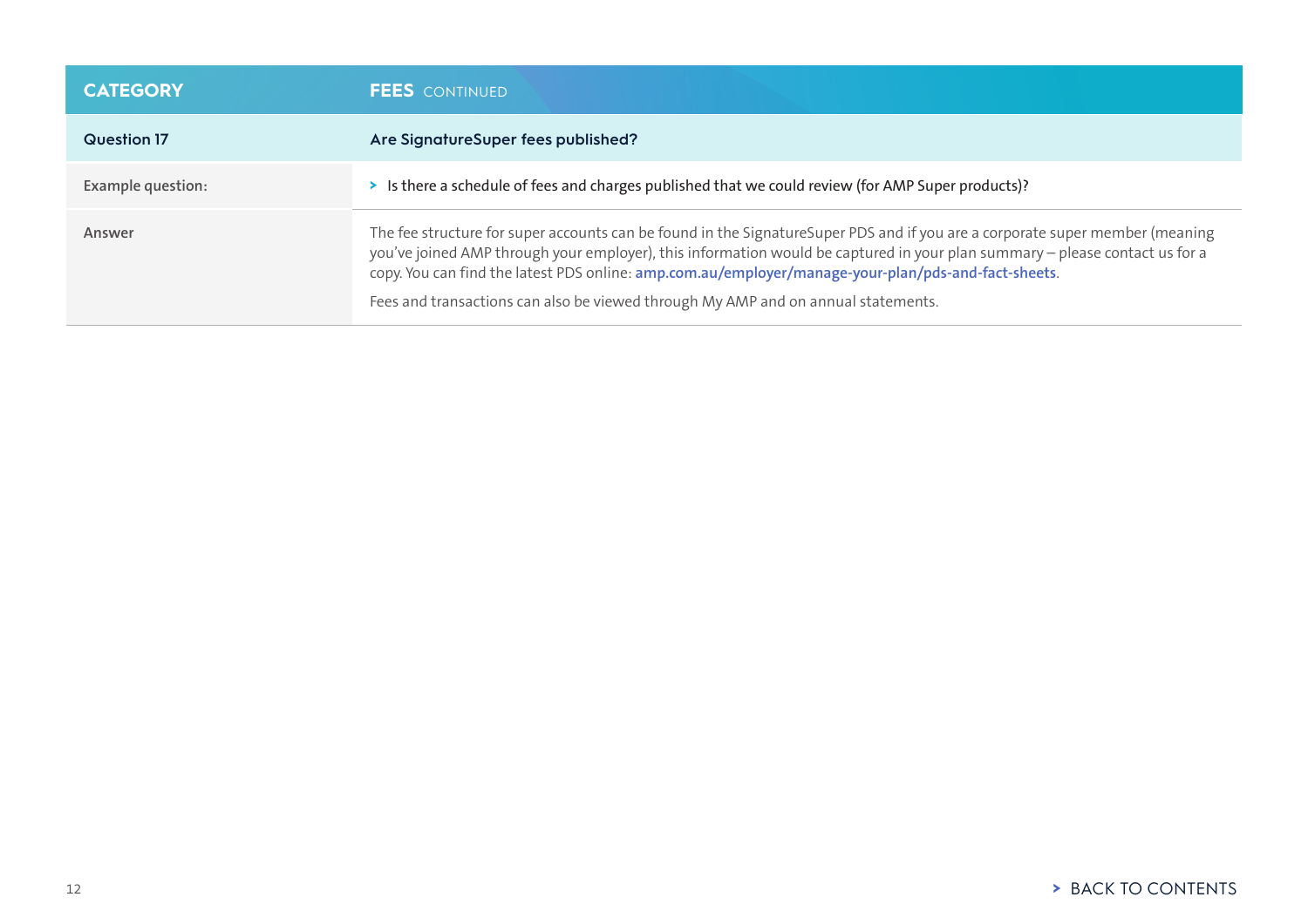| CATEGORY | FEES CONTINUED |
| --- | --- |
| **Question 17** | **Are SignatureSuper fees published?** |
| Example question: | › Is there a schedule of fees and charges published that we could review (for AMP Super products)? |
| Answer | The fee structure for super accounts can be found in the SignatureSuper PDS and if you are a corporate super member (meaning you've joined AMP through your employer), this information would be captured in your plan summary – please contact us for a copy. You can find the latest PDS online: **amp.com.au/employer/manage-your-plan/pds-and-fact-sheets**. <br><br> Fees and transactions can also be viewed through My AMP and on annual statements. |

› BACK TO CONTENTS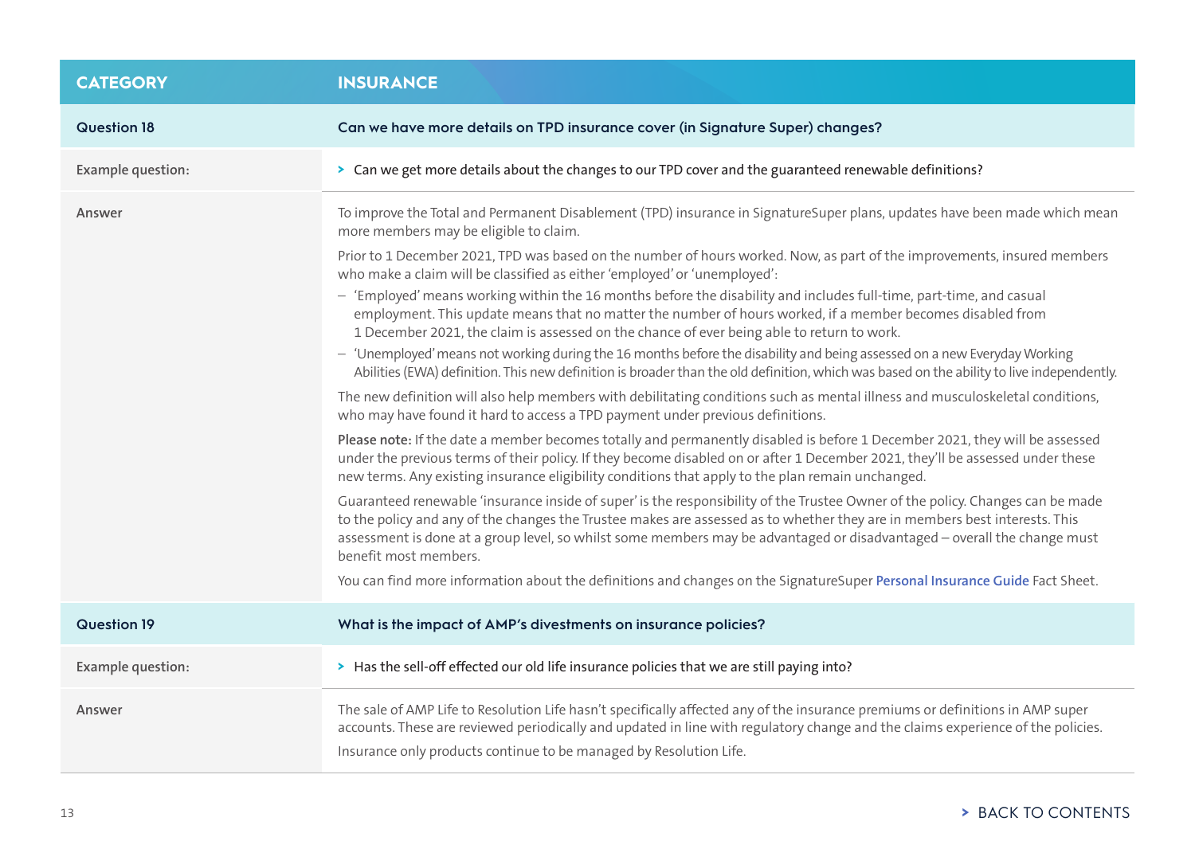| CATEGORY | INSURANCE |
|---|---|
| **Question 18** | **Can we have more details on TPD insurance cover (in Signature Super) changes?** |
| Example question: | > Can we get more details about the changes to our TPD cover and the guaranteed renewable definitions? |
| Answer | To improve the Total and Permanent Disablement (TPD) insurance in SignatureSuper plans, updates have been made which mean more members may be eligible to claim.<br><br>Prior to 1 December 2021, TPD was based on the number of hours worked. Now, as part of the improvements, insured members who make a claim will be classified as either 'employed' or 'unemployed':<br>– 'Employed' means working within the 16 months before the disability and includes full-time, part-time, and casual employment. This update means that no matter the number of hours worked, if a member becomes disabled from 1 December 2021, the claim is assessed on the chance of ever being able to return to work.<br>– 'Unemployed' means not working during the 16 months before the disability and being assessed on a new Everyday Working Abilities (EWA) definition. This new definition is broader than the old definition, which was based on the ability to live independently.<br><br>The new definition will also help members with debilitating conditions such as mental illness and musculoskeletal conditions, who may have found it hard to access a TPD payment under previous definitions.<br><br>**Please note:** If the date a member becomes totally and permanently disabled is before 1 December 2021, they will be assessed under the previous terms of their policy. If they become disabled on or after 1 December 2021, they'll be assessed under these new terms. Any existing insurance eligibility conditions that apply to the plan remain unchanged.<br><br>Guaranteed renewable 'insurance inside of super' is the responsibility of the Trustee Owner of the policy. Changes can be made to the policy and any of the changes the Trustee makes are assessed as to whether they are in members best interests. This assessment is done at a group level, so whilst some members may be advantaged or disadvantaged – overall the change must benefit most members.<br><br>You can find more information about the definitions and changes on the SignatureSuper Personal Insurance Guide Fact Sheet. |
| **Question 19** | **What is the impact of AMP's divestments on insurance policies?** |
| Example question: | > Has the sell-off effected our old life insurance policies that we are still paying into? |
| Answer | The sale of AMP Life to Resolution Life hasn't specifically affected any of the insurance premiums or definitions in AMP super accounts. These are reviewed periodically and updated in line with regulatory change and the claims experience of the policies.<br><br>Insurance only products continue to be managed by Resolution Life. |

> BACK TO CONTENTS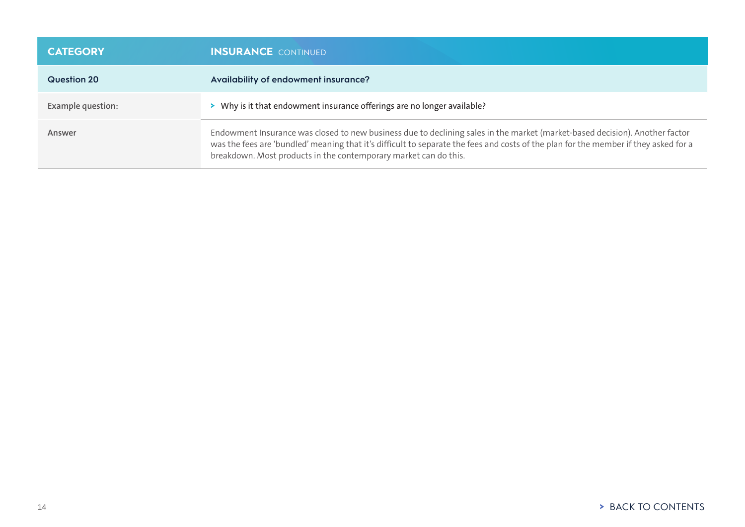| CATEGORY | INSURANCE CONTINUED |
| --- | --- |
| **Question 20** | **Availability of endowment insurance?** |
| Example question: | > Why is it that endowment insurance offerings are no longer available? |
| Answer | Endowment Insurance was closed to new business due to declining sales in the market (market-based decision). Another factor was the fees are 'bundled' meaning that it's difficult to separate the fees and costs of the plan for the member if they asked for a breakdown. Most products in the contemporary market can do this. |

> BACK TO CONTENTS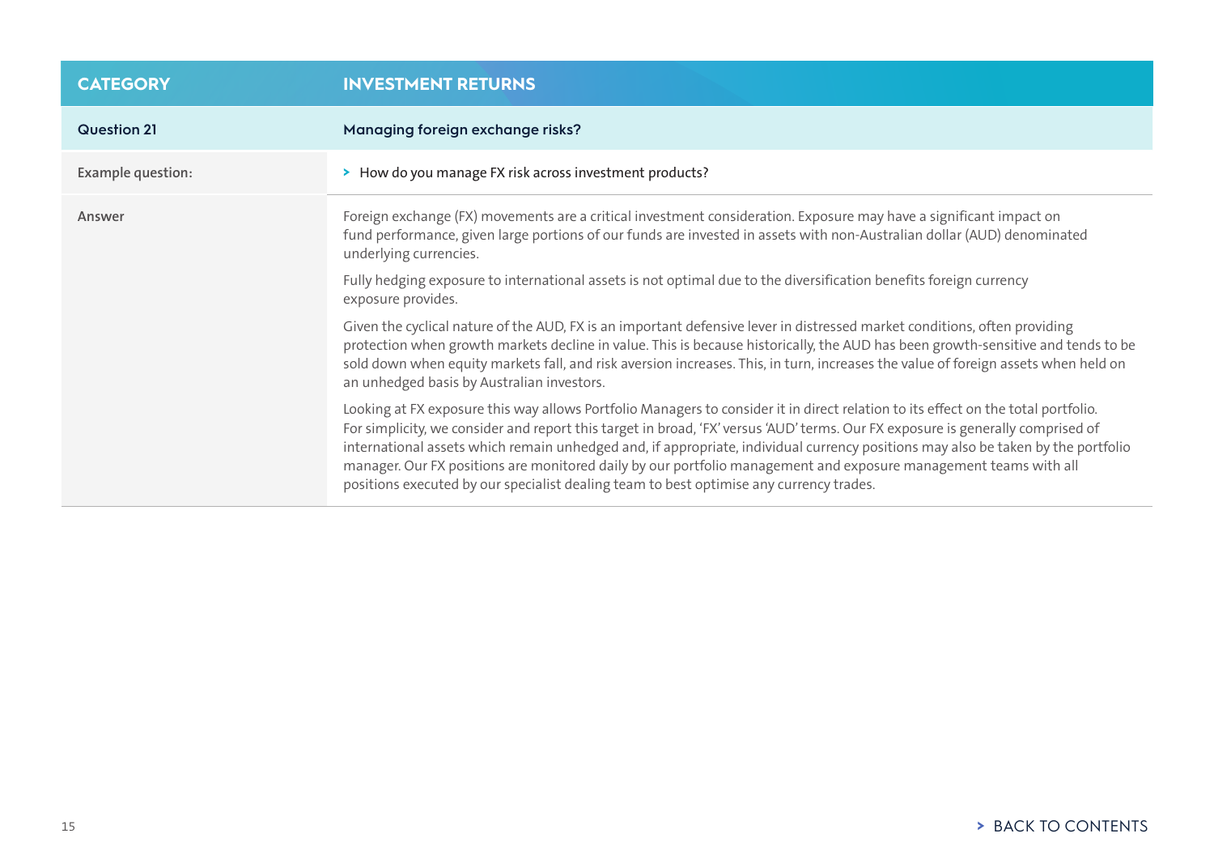| CATEGORY | INVESTMENT RETURNS |
|---|---|
| **Question 21** | **Managing foreign exchange risks?** |
| Example question: | › How do you manage FX risk across investment products? |
| Answer | Foreign exchange (FX) movements are a critical investment consideration. Exposure may have a significant impact on fund performance, given large portions of our funds are invested in assets with non-Australian dollar (AUD) denominated underlying currencies.<br><br>Fully hedging exposure to international assets is not optimal due to the diversification benefits foreign currency exposure provides.<br><br>Given the cyclical nature of the AUD, FX is an important defensive lever in distressed market conditions, often providing protection when growth markets decline in value. This is because historically, the AUD has been growth-sensitive and tends to be sold down when equity markets fall, and risk aversion increases. This, in turn, increases the value of foreign assets when held on an unhedged basis by Australian investors.<br><br>Looking at FX exposure this way allows Portfolio Managers to consider it in direct relation to its effect on the total portfolio. For simplicity, we consider and report this target in broad, 'FX' versus 'AUD' terms. Our FX exposure is generally comprised of international assets which remain unhedged and, if appropriate, individual currency positions may also be taken by the portfolio manager. Our FX positions are monitored daily by our portfolio management and exposure management teams with all positions executed by our specialist dealing team to best optimise any currency trades. |

› BACK TO CONTENTS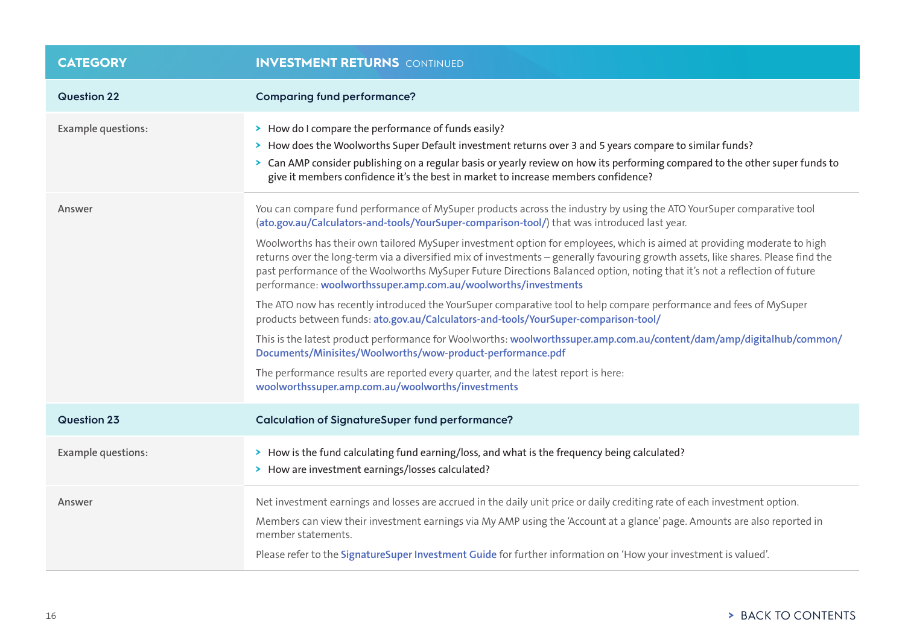| CATEGORY | INVESTMENT RETURNS CONTINUED |
|---|---|
| **Question 22** | **Comparing fund performance?** |
| Example questions: | > How do I compare the performance of funds easily?<br>> How does the Woolworths Super Default investment returns over 3 and 5 years compare to similar funds?<br>> Can AMP consider publishing on a regular basis or yearly review on how its performing compared to the other super funds to give it members confidence it's the best in market to increase members confidence? |
| Answer | You can compare fund performance of MySuper products across the industry by using the ATO YourSuper comparative tool (ato.gov.au/Calculators-and-tools/YourSuper-comparison-tool/) that was introduced last year.<br><br>Woolworths has their own tailored MySuper investment option for employees, which is aimed at providing moderate to high returns over the long-term via a diversified mix of investments – generally favouring growth assets, like shares. Please find the past performance of the Woolworths MySuper Future Directions Balanced option, noting that it's not a reflection of future performance: woolworthssuper.amp.com.au/woolworths/investments<br><br>The ATO now has recently introduced the YourSuper comparative tool to help compare performance and fees of MySuper products between funds: ato.gov.au/Calculators-and-tools/YourSuper-comparison-tool/<br><br>This is the latest product performance for Woolworths: woolworthssuper.amp.com.au/content/dam/amp/digitalhub/common/Documents/Minisites/Woolworths/wow-product-performance.pdf<br><br>The performance results are reported every quarter, and the latest report is here: woolworthssuper.amp.com.au/woolworths/investments |
| **Question 23** | **Calculation of SignatureSuper fund performance?** |
| Example questions: | > How is the fund calculating fund earning/loss, and what is the frequency being calculated?<br>> How are investment earnings/losses calculated? |
| Answer | Net investment earnings and losses are accrued in the daily unit price or daily crediting rate of each investment option.<br><br>Members can view their investment earnings via My AMP using the 'Account at a glance' page. Amounts are also reported in member statements.<br><br>Please refer to the SignatureSuper Investment Guide for further information on 'How your investment is valued'. |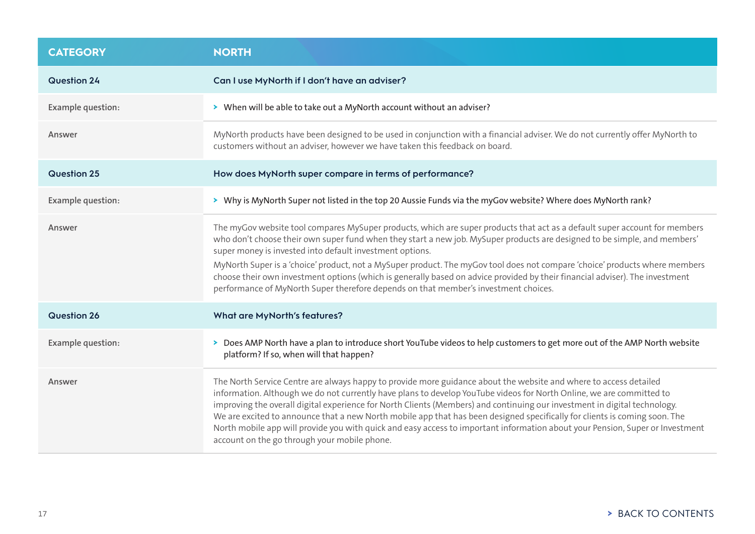| CATEGORY | NORTH |
|---|---|
| **Question 24** | **Can I use MyNorth if I don't have an adviser?** |
| Example question: | > When will be able to take out a MyNorth account without an adviser? |
| Answer | MyNorth products have been designed to be used in conjunction with a financial adviser. We do not currently offer MyNorth to customers without an adviser, however we have taken this feedback on board. |
| **Question 25** | **How does MyNorth super compare in terms of performance?** |
| Example question: | > Why is MyNorth Super not listed in the top 20 Aussie Funds via the myGov website? Where does MyNorth rank? |
| Answer | The myGov website tool compares MySuper products, which are super products that act as a default super account for members who don't choose their own super fund when they start a new job. MySuper products are designed to be simple, and members' super money is invested into default investment options.<br>MyNorth Super is a 'choice' product, not a MySuper product. The myGov tool does not compare 'choice' products where members choose their own investment options (which is generally based on advice provided by their financial adviser). The investment performance of MyNorth Super therefore depends on that member's investment choices. |
| **Question 26** | **What are MyNorth's features?** |
| Example question: | > Does AMP North have a plan to introduce short YouTube videos to help customers to get more out of the AMP North website platform? If so, when will that happen? |
| Answer | The North Service Centre are always happy to provide more guidance about the website and where to access detailed information. Although we do not currently have plans to develop YouTube videos for North Online, we are committed to improving the overall digital experience for North Clients (Members) and continuing our investment in digital technology.<br>We are excited to announce that a new North mobile app that has been designed specifically for clients is coming soon. The North mobile app will provide you with quick and easy access to important information about your Pension, Super or Investment account on the go through your mobile phone. |

> BACK TO CONTENTS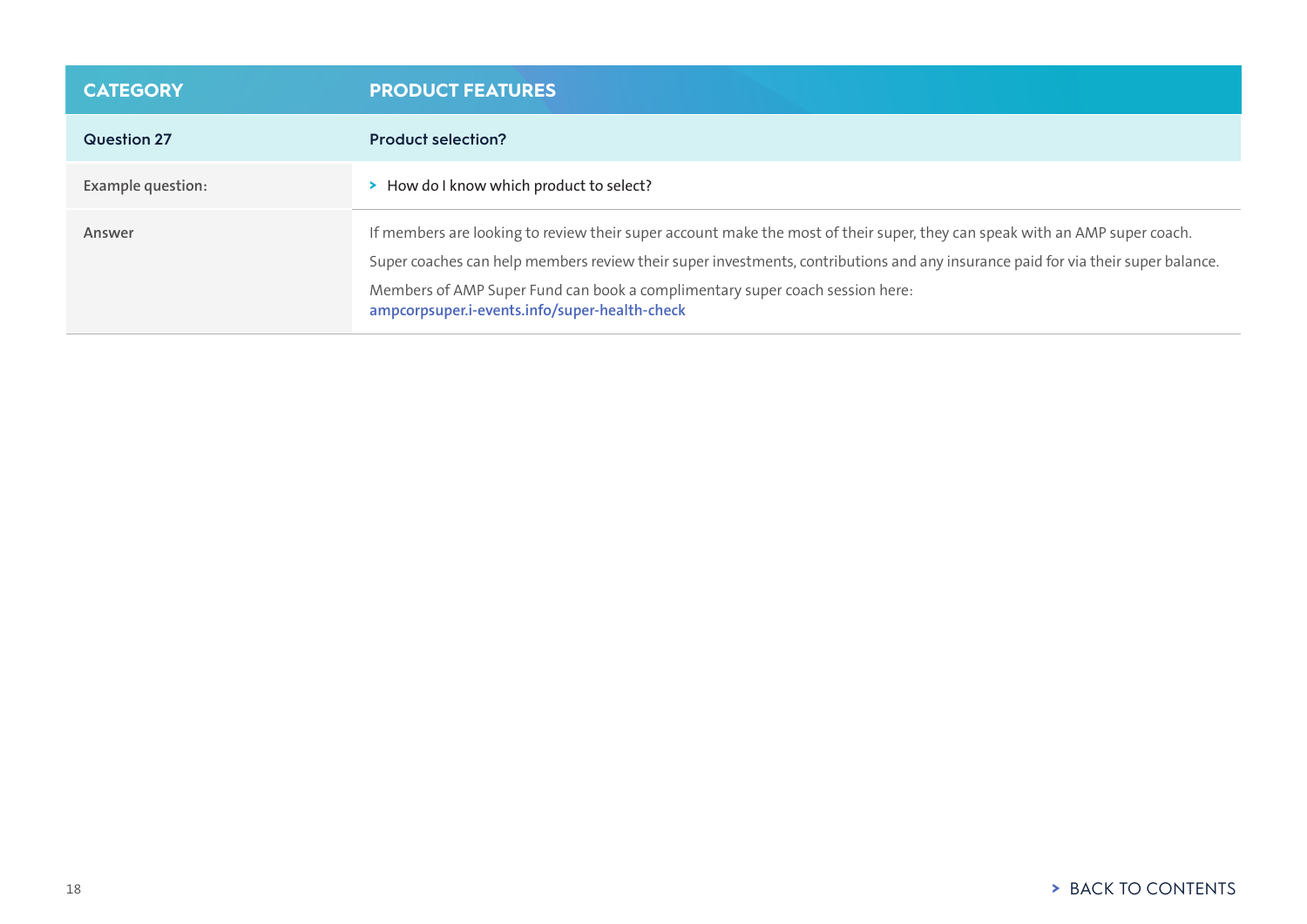| CATEGORY | PRODUCT FEATURES |
|---|---|
| **Question 27** | **Product selection?** |
| Example question: | - How do I know which product to select? |
| Answer | If members are looking to review their super account make the most of their super, they can speak with an AMP super coach.<br>Super coaches can help members review their super investments, contributions and any insurance paid for via their super balance.<br>Members of AMP Super Fund can book a complimentary super coach session here: **ampcorpsuper.i-events.info/super-health-check** |

> BACK TO CONTENTS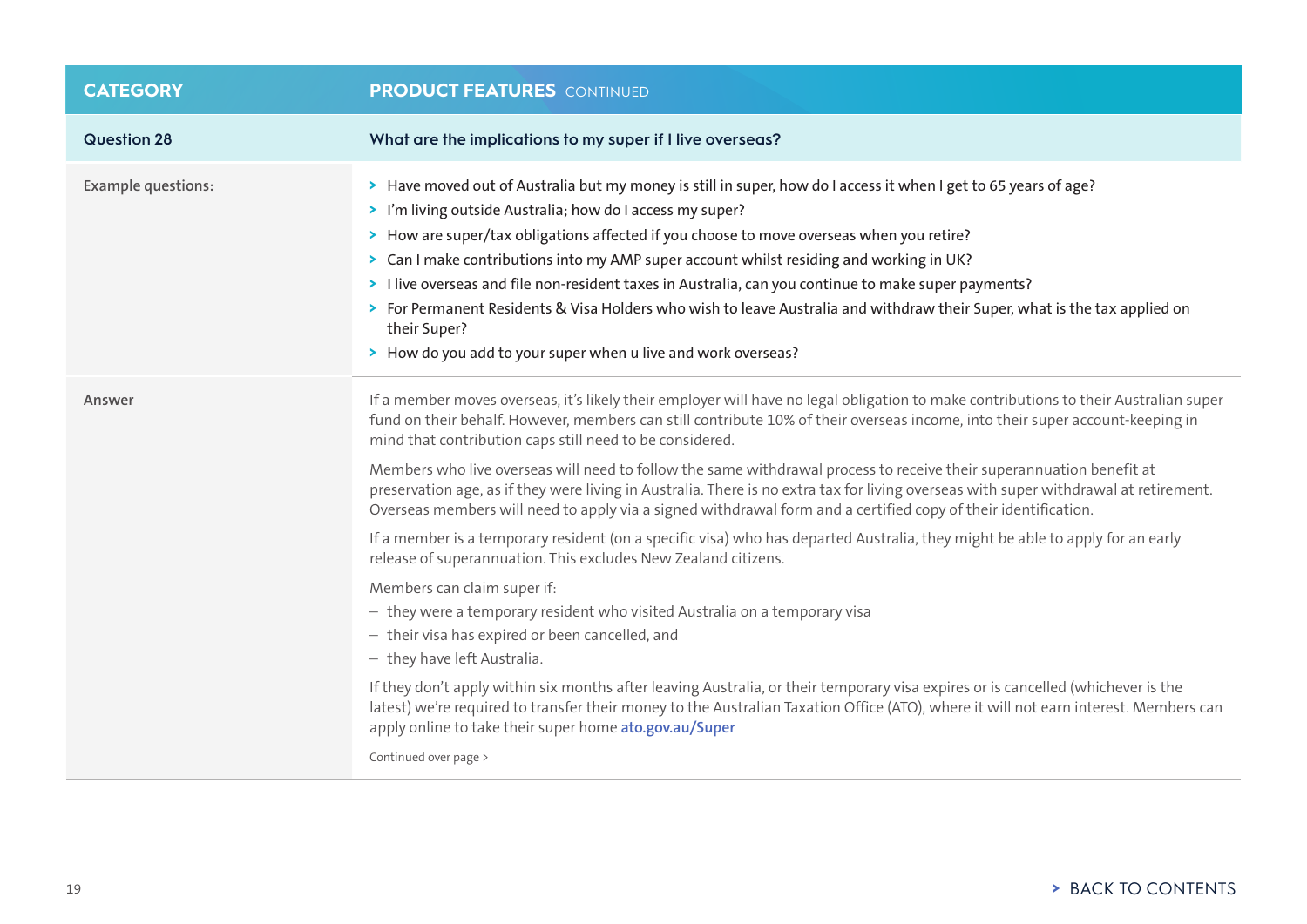| CATEGORY | PRODUCT FEATURES CONTINUED |
|---|---|
| **Question 28** | **What are the implications to my super if I live overseas?** |
| Example questions: | › Have moved out of Australia but my money is still in super, how do I access it when I get to 65 years of age?<br>› I'm living outside Australia; how do I access my super?<br>› How are super/tax obligations affected if you choose to move overseas when you retire?<br>› Can I make contributions into my AMP super account whilst residing and working in UK?<br>› I live overseas and file non-resident taxes in Australia, can you continue to make super payments?<br>› For Permanent Residents & Visa Holders who wish to leave Australia and withdraw their Super, what is the tax applied on their Super?<br>› How do you add to your super when u live and work overseas? |
| Answer | If a member moves overseas, it's likely their employer will have no legal obligation to make contributions to their Australian super fund on their behalf. However, members can still contribute 10% of their overseas income, into their super account-keeping in mind that contribution caps still need to be considered.<br><br>Members who live overseas will need to follow the same withdrawal process to receive their superannuation benefit at preservation age, as if they were living in Australia. There is no extra tax for living overseas with super withdrawal at retirement. Overseas members will need to apply via a signed withdrawal form and a certified copy of their identification.<br><br>If a member is a temporary resident (on a specific visa) who has departed Australia, they might be able to apply for an early release of superannuation. This excludes New Zealand citizens.<br><br>Members can claim super if:<br>– they were a temporary resident who visited Australia on a temporary visa<br>– their visa has expired or been cancelled, and<br>– they have left Australia.<br><br>If they don't apply within six months after leaving Australia, or their temporary visa expires or is cancelled (whichever is the latest) we're required to transfer their money to the Australian Taxation Office (ATO), where it will not earn interest. Members can apply online to take their super home **ato.gov.au/Super**<br><br>Continued over page › |

› BACK TO CONTENTS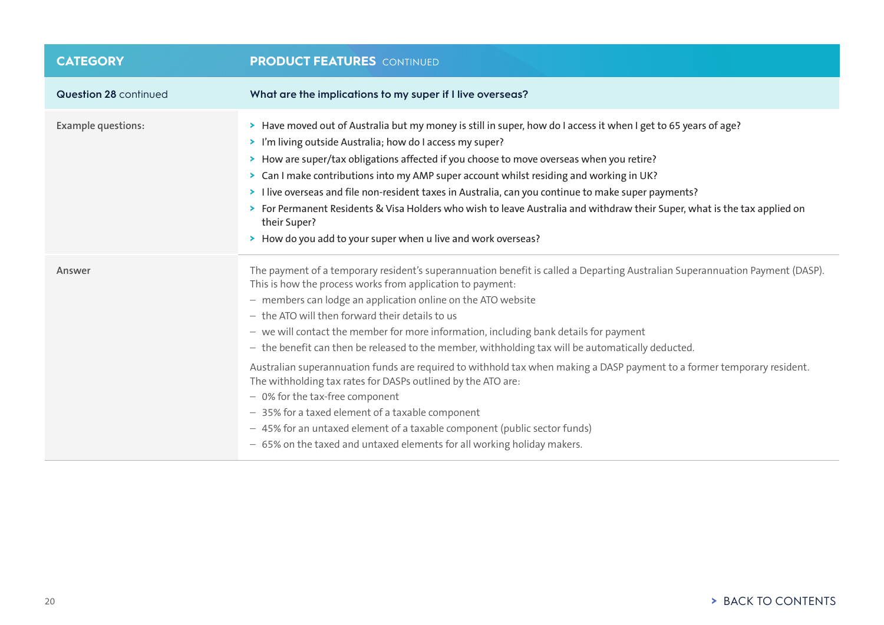| CATEGORY | PRODUCT FEATURES CONTINUED |
|---|---|
| **Question 28** continued | **What are the implications to my super if I live overseas?** |
| Example questions: | • Have moved out of Australia but my money is still in super, how do I access it when I get to 65 years of age?<br>• I'm living outside Australia; how do I access my super?<br>• How are super/tax obligations affected if you choose to move overseas when you retire?<br>• Can I make contributions into my AMP super account whilst residing and working in UK?<br>• I live overseas and file non-resident taxes in Australia, can you continue to make super payments?<br>• For Permanent Residents & Visa Holders who wish to leave Australia and withdraw their Super, what is the tax applied on their Super?<br>• How do you add to your super when u live and work overseas? |
| Answer | The payment of a temporary resident's superannuation benefit is called a Departing Australian Superannuation Payment (DASP). This is how the process works from application to payment:<br>– members can lodge an application online on the ATO website<br>– the ATO will then forward their details to us<br>– we will contact the member for more information, including bank details for payment<br>– the benefit can then be released to the member, withholding tax will be automatically deducted.<br><br>Australian superannuation funds are required to withhold tax when making a DASP payment to a former temporary resident. The withholding tax rates for DASPs outlined by the ATO are:<br>– 0% for the tax-free component<br>– 35% for a taxed element of a taxable component<br>– 45% for an untaxed element of a taxable component (public sector funds)<br>– 65% on the taxed and untaxed elements for all working holiday makers. |

> BACK TO CONTENTS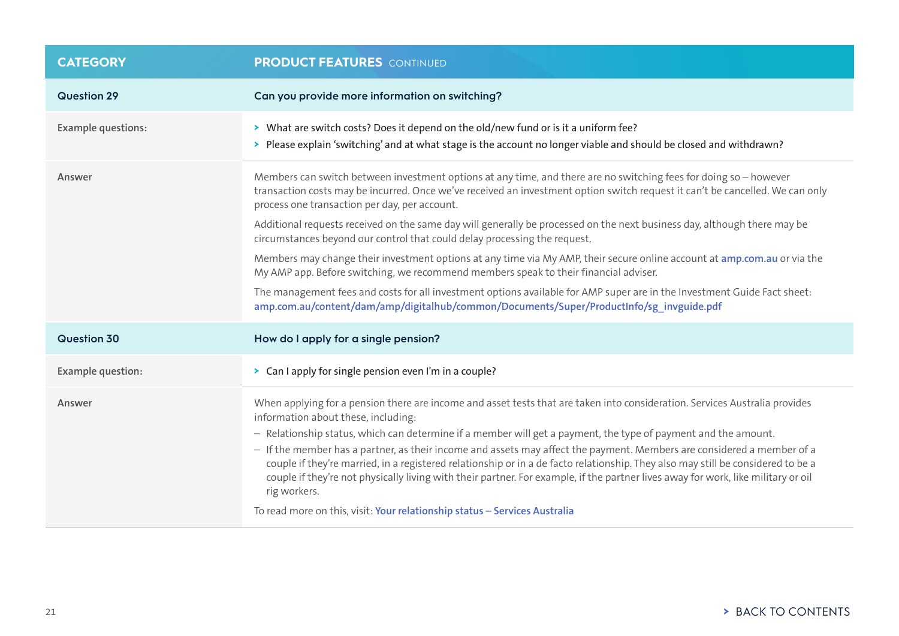| CATEGORY | PRODUCT FEATURES CONTINUED |
|---|---|
| **Question 29** | **Can you provide more information on switching?** |
| Example questions: | › What are switch costs? Does it depend on the old/new fund or is it a uniform fee?<br>› Please explain 'switching' and at what stage is the account no longer viable and should be closed and withdrawn? |
| Answer | Members can switch between investment options at any time, and there are no switching fees for doing so – however transaction costs may be incurred. Once we've received an investment option switch request it can't be cancelled. We can only process one transaction per day, per account.<br><br>Additional requests received on the same day will generally be processed on the next business day, although there may be circumstances beyond our control that could delay processing the request.<br><br>Members may change their investment options at any time via My AMP, their secure online account at **amp.com.au** or via the My AMP app. Before switching, we recommend members speak to their financial adviser.<br><br>The management fees and costs for all investment options available for AMP super are in the Investment Guide Fact sheet: **amp.com.au/content/dam/amp/digitalhub/common/Documents/Super/ProductInfo/sg_invguide.pdf** |
| **Question 30** | **How do I apply for a single pension?** |
| Example question: | › Can I apply for single pension even I'm in a couple? |
| Answer | When applying for a pension there are income and asset tests that are taken into consideration. Services Australia provides information about these, including:<br>– Relationship status, which can determine if a member will get a payment, the type of payment and the amount.<br>– If the member has a partner, as their income and assets may affect the payment. Members are considered a member of a couple if they're married, in a registered relationship or in a de facto relationship. They also may still be considered to be a couple if they're not physically living with their partner. For example, if the partner lives away for work, like military or oil rig workers.<br><br>To read more on this, visit: **Your relationship status – Services Australia** |

› BACK TO CONTENTS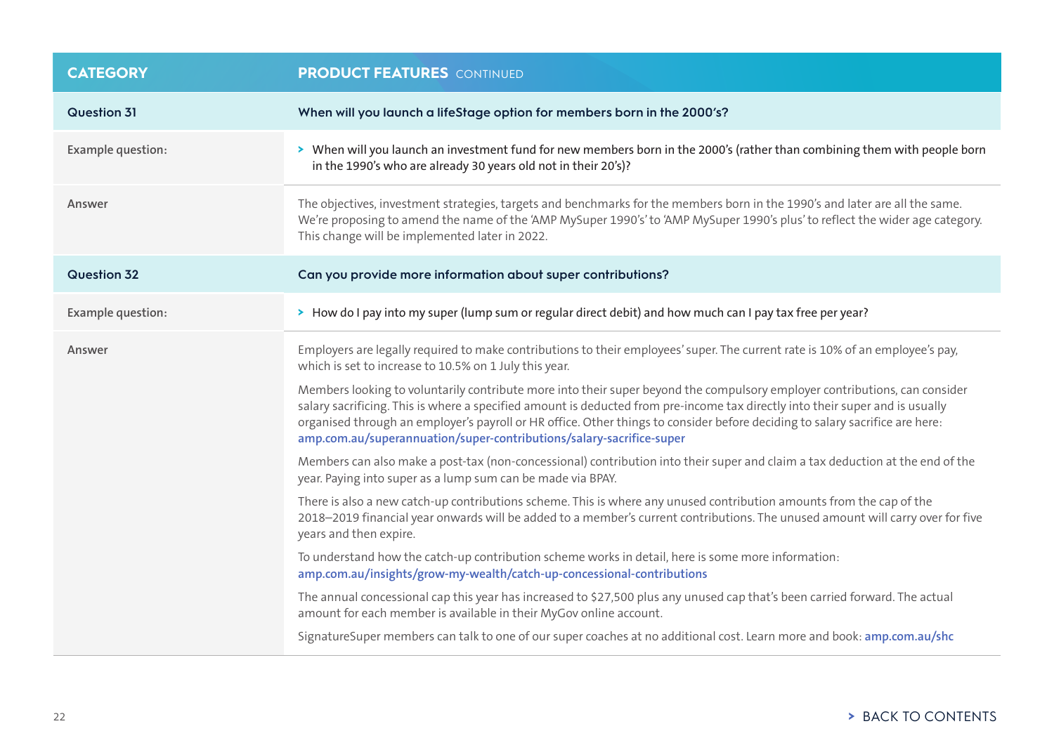| CATEGORY | PRODUCT FEATURES CONTINUED |
| --- | --- |
| **Question 31** | **When will you launch a lifeStage option for members born in the 2000's?** |
| Example question: | > When will you launch an investment fund for new members born in the 2000's (rather than combining them with people born in the 1990's who are already 30 years old not in their 20's)? |
| Answer | The objectives, investment strategies, targets and benchmarks for the members born in the 1990's and later are all the same. We're proposing to amend the name of the 'AMP MySuper 1990's' to 'AMP MySuper 1990's plus' to reflect the wider age category. This change will be implemented later in 2022. |
| **Question 32** | **Can you provide more information about super contributions?** |
| Example question: | > How do I pay into my super (lump sum or regular direct debit) and how much can I pay tax free per year? |
| Answer | Employers are legally required to make contributions to their employees' super. The current rate is 10% of an employee's pay, which is set to increase to 10.5% on 1 July this year.<br><br>Members looking to voluntarily contribute more into their super beyond the compulsory employer contributions, can consider salary sacrificing. This is where a specified amount is deducted from pre-income tax directly into their super and is usually organised through an employer's payroll or HR office. Other things to consider before deciding to salary sacrifice are here: **amp.com.au/superannuation/super-contributions/salary-sacrifice-super**<br><br>Members can also make a post-tax (non-concessional) contribution into their super and claim a tax deduction at the end of the year. Paying into super as a lump sum can be made via BPAY.<br><br>There is also a new catch-up contributions scheme. This is where any unused contribution amounts from the cap of the 2018–2019 financial year onwards will be added to a member's current contributions. The unused amount will carry over for five years and then expire.<br><br>To understand how the catch-up contribution scheme works in detail, here is some more information: **amp.com.au/insights/grow-my-wealth/catch-up-concessional-contributions**<br><br>The annual concessional cap this year has increased to $27,500 plus any unused cap that's been carried forward. The actual amount for each member is available in their MyGov online account.<br><br>SignatureSuper members can talk to one of our super coaches at no additional cost. Learn more and book: **amp.com.au/shc** |

> BACK TO CONTENTS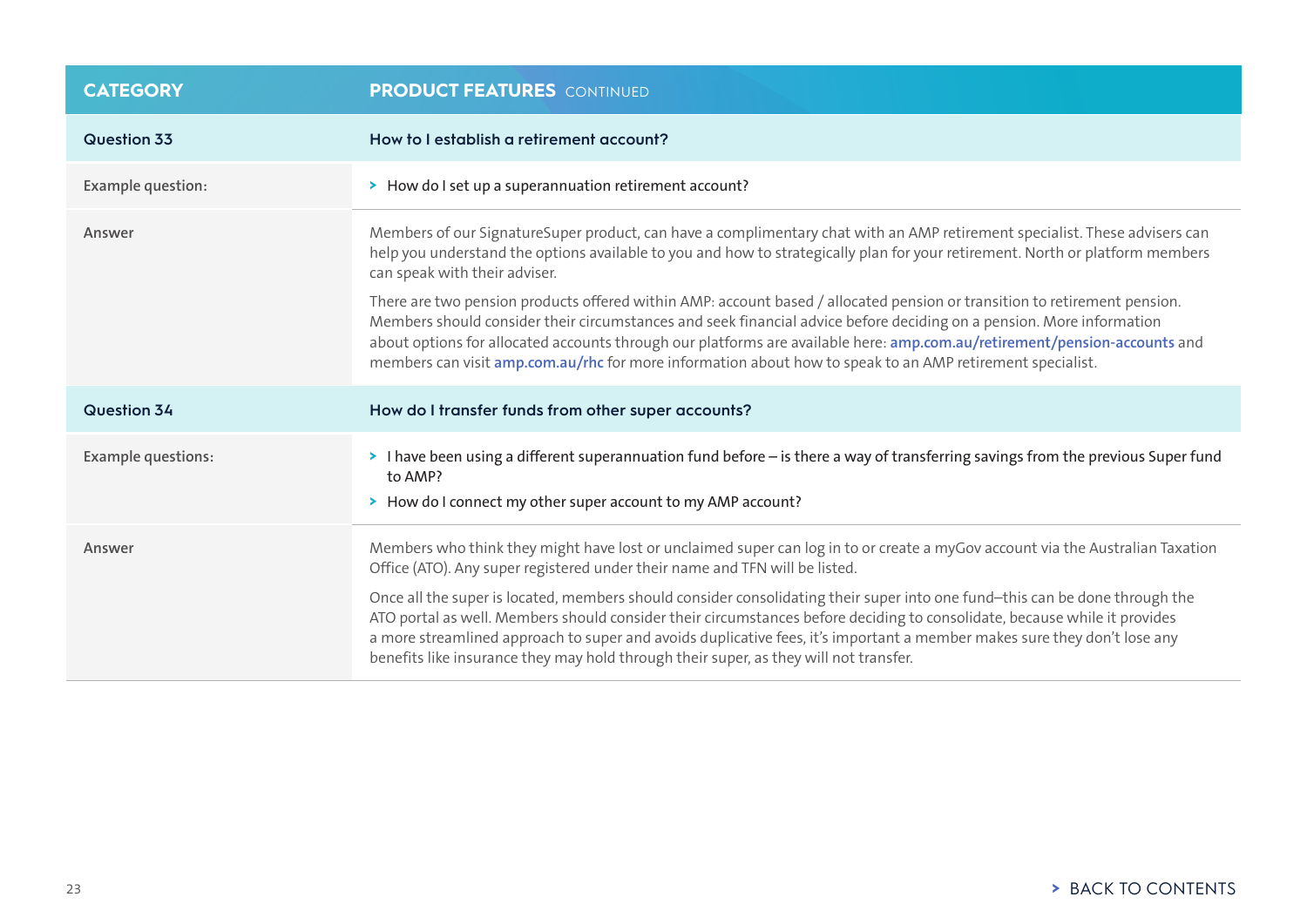| CATEGORY | PRODUCT FEATURES CONTINUED |
|---|---|
| **Question 33** | **How to I establish a retirement account?** |
| Example question: | › How do I set up a superannuation retirement account? |
| Answer | Members of our SignatureSuper product, can have a complimentary chat with an AMP retirement specialist. These advisers can help you understand the options available to you and how to strategically plan for your retirement. North or platform members can speak with their adviser.<br><br>There are two pension products offered within AMP: account based / allocated pension or transition to retirement pension. Members should consider their circumstances and seek financial advice before deciding on a pension. More information about options for allocated accounts through our platforms are available here: **amp.com.au/retirement/pension-accounts** and members can visit **amp.com.au/rhc** for more information about how to speak to an AMP retirement specialist. |
| **Question 34** | **How do I transfer funds from other super accounts?** |
| Example questions: | › I have been using a different superannuation fund before – is there a way of transferring savings from the previous Super fund to AMP?<br>› How do I connect my other super account to my AMP account? |
| Answer | Members who think they might have lost or unclaimed super can log in to or create a myGov account via the Australian Taxation Office (ATO). Any super registered under their name and TFN will be listed.<br><br>Once all the super is located, members should consider consolidating their super into one fund–this can be done through the ATO portal as well. Members should consider their circumstances before deciding to consolidate, because while it provides a more streamlined approach to super and avoids duplicative fees, it's important a member makes sure they don't lose any benefits like insurance they may hold through their super, as they will not transfer. |

› BACK TO CONTENTS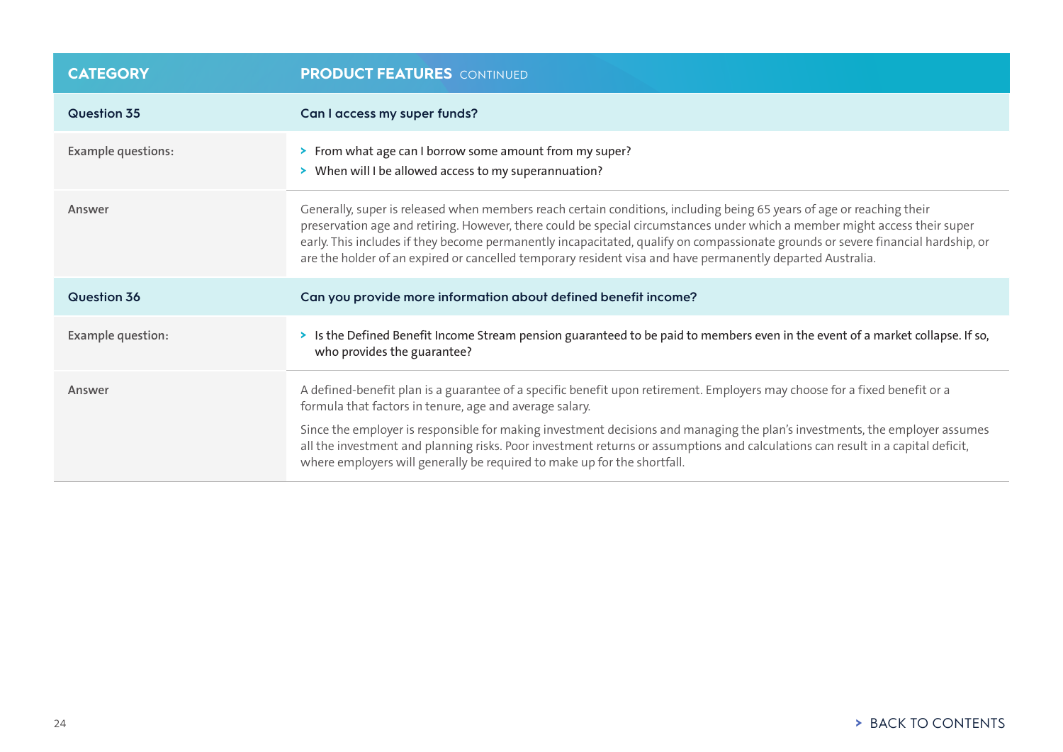| CATEGORY | PRODUCT FEATURES CONTINUED |
| --- | --- |
| **Question 35** | **Can I access my super funds?** |
| Example questions: | > From what age can I borrow some amount from my super?<br>> When will I be allowed access to my superannuation? |
| Answer | Generally, super is released when members reach certain conditions, including being 65 years of age or reaching their preservation age and retiring. However, there could be special circumstances under which a member might access their super early. This includes if they become permanently incapacitated, qualify on compassionate grounds or severe financial hardship, or are the holder of an expired or cancelled temporary resident visa and have permanently departed Australia. |
| **Question 36** | **Can you provide more information about defined benefit income?** |
| Example question: | > Is the Defined Benefit Income Stream pension guaranteed to be paid to members even in the event of a market collapse. If so, who provides the guarantee? |
| Answer | A defined-benefit plan is a guarantee of a specific benefit upon retirement. Employers may choose for a fixed benefit or a formula that factors in tenure, age and average salary.<br><br>Since the employer is responsible for making investment decisions and managing the plan's investments, the employer assumes all the investment and planning risks. Poor investment returns or assumptions and calculations can result in a capital deficit, where employers will generally be required to make up for the shortfall. |

> BACK TO CONTENTS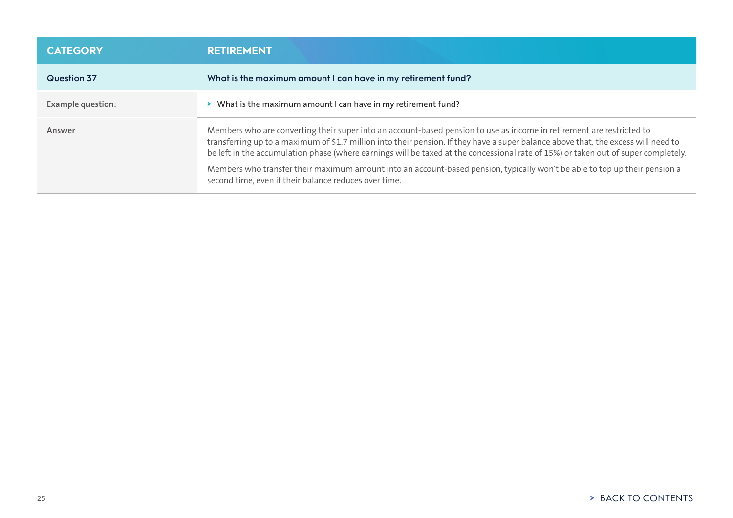| CATEGORY | RETIREMENT |
|---|---|
| **Question 37** | **What is the maximum amount I can have in my retirement fund?** |
| Example question: | › What is the maximum amount I can have in my retirement fund? |
| Answer | Members who are converting their super into an account-based pension to use as income in retirement are restricted to transferring up to a maximum of $1.7 million into their pension. If they have a super balance above that, the excess will need to be left in the accumulation phase (where earnings will be taxed at the concessional rate of 15%) or taken out of super completely.<br><br>Members who transfer their maximum amount into an account-based pension, typically won't be able to top up their pension a second time, even if their balance reduces over time. |

› BACK TO CONTENTS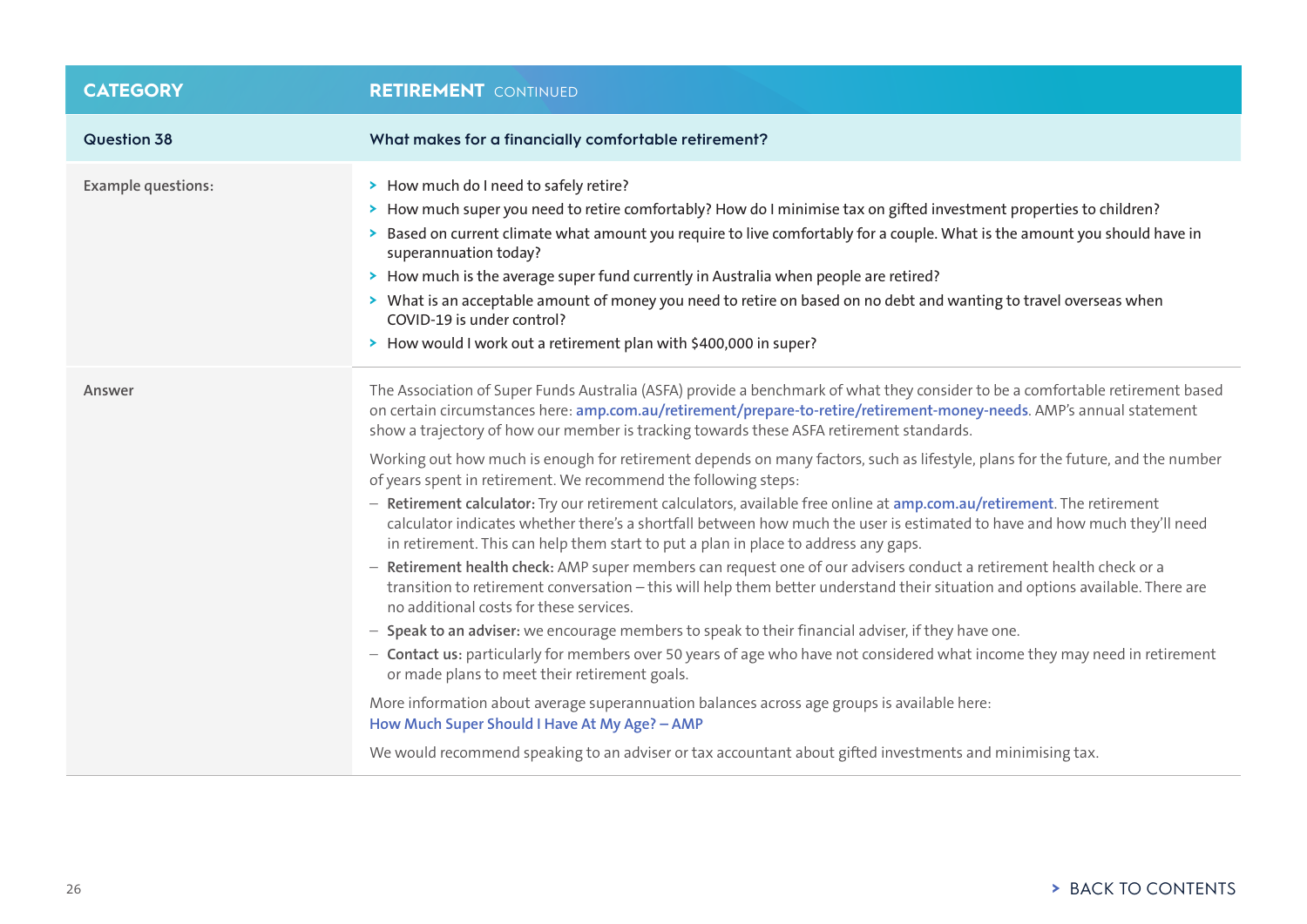| CATEGORY | RETIREMENT CONTINUED |
|---|---|
| **Question 38** | **What makes for a financially comfortable retirement?** |
| Example questions: | - How much do I need to safely retire?<br>- How much super you need to retire comfortably? How do I minimise tax on gifted investment properties to children?<br>- Based on current climate what amount you require to live comfortably for a couple. What is the amount you should have in superannuation today?<br>- How much is the average super fund currently in Australia when people are retired?<br>- What is an acceptable amount of money you need to retire on based on no debt and wanting to travel overseas when COVID-19 is under control?<br>- How would I work out a retirement plan with $400,000 in super? |
| Answer | The Association of Super Funds Australia (ASFA) provide a benchmark of what they consider to be a comfortable retirement based on certain circumstances here: **amp.com.au/retirement/prepare-to-retire/retirement-money-needs**. AMP's annual statement show a trajectory of how our member is tracking towards these ASFA retirement standards.<br><br>Working out how much is enough for retirement depends on many factors, such as lifestyle, plans for the future, and the number of years spent in retirement. We recommend the following steps:<br>– **Retirement calculator:** Try our retirement calculators, available free online at **amp.com.au/retirement**. The retirement calculator indicates whether there's a shortfall between how much the user is estimated to have and how much they'll need in retirement. This can help them start to put a plan in place to address any gaps.<br>– **Retirement health check:** AMP super members can request one of our advisers conduct a retirement health check or a transition to retirement conversation – this will help them better understand their situation and options available. There are no additional costs for these services.<br>– **Speak to an adviser:** we encourage members to speak to their financial adviser, if they have one.<br>– **Contact us:** particularly for members over 50 years of age who have not considered what income they may need in retirement or made plans to meet their retirement goals.<br><br>More information about average superannuation balances across age groups is available here: How Much Super Should I Have At My Age? – AMP<br><br>We would recommend speaking to an adviser or tax accountant about gifted investments and minimising tax. |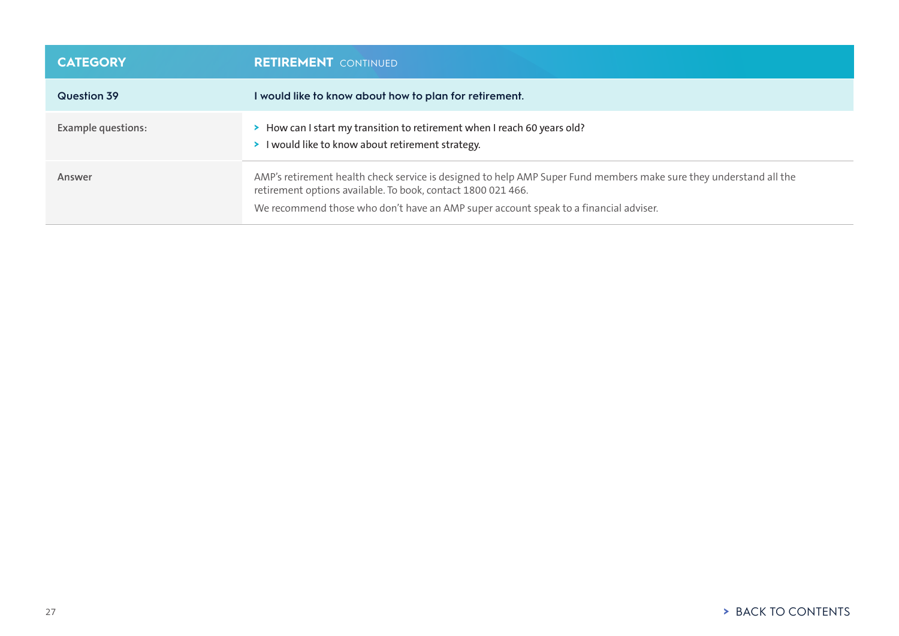| CATEGORY | RETIREMENT CONTINUED |
|---|---|
| **Question 39** | **I would like to know about how to plan for retirement.** |
| Example questions: | > How can I start my transition to retirement when I reach 60 years old?<br>> I would like to know about retirement strategy. |
| Answer | AMP's retirement health check service is designed to help AMP Super Fund members make sure they understand all the retirement options available. To book, contact 1800 021 466.<br>We recommend those who don't have an AMP super account speak to a financial adviser. |

> BACK TO CONTENTS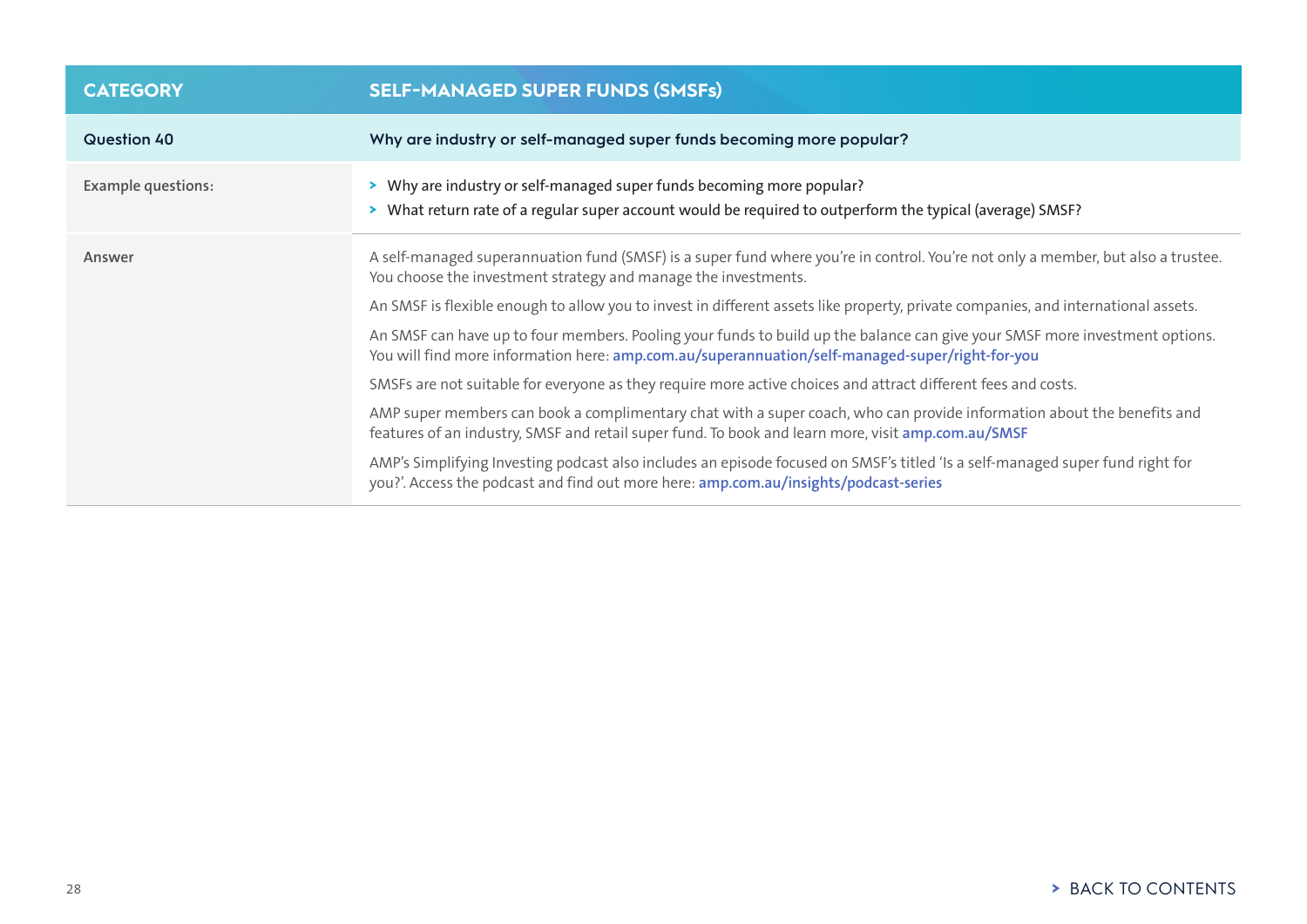| CATEGORY | SELF-MANAGED SUPER FUNDS (SMSFs) |
|---|---|
| **Question 40** | **Why are industry or self-managed super funds becoming more popular?** |
| Example questions: | › Why are industry or self-managed super funds becoming more popular?<br>› What return rate of a regular super account would be required to outperform the typical (average) SMSF? |
| Answer | A self-managed superannuation fund (SMSF) is a super fund where you're in control. You're not only a member, but also a trustee. You choose the investment strategy and manage the investments.<br><br>An SMSF is flexible enough to allow you to invest in different assets like property, private companies, and international assets.<br><br>An SMSF can have up to four members. Pooling your funds to build up the balance can give your SMSF more investment options. You will find more information here: **amp.com.au/superannuation/self-managed-super/right-for-you**<br><br>SMSFs are not suitable for everyone as they require more active choices and attract different fees and costs.<br><br>AMP super members can book a complimentary chat with a super coach, who can provide information about the benefits and features of an industry, SMSF and retail super fund. To book and learn more, visit **amp.com.au/SMSF**<br><br>AMP's Simplifying Investing podcast also includes an episode focused on SMSF's titled 'Is a self-managed super fund right for you?'. Access the podcast and find out more here: **amp.com.au/insights/podcast-series** |

› BACK TO CONTENTS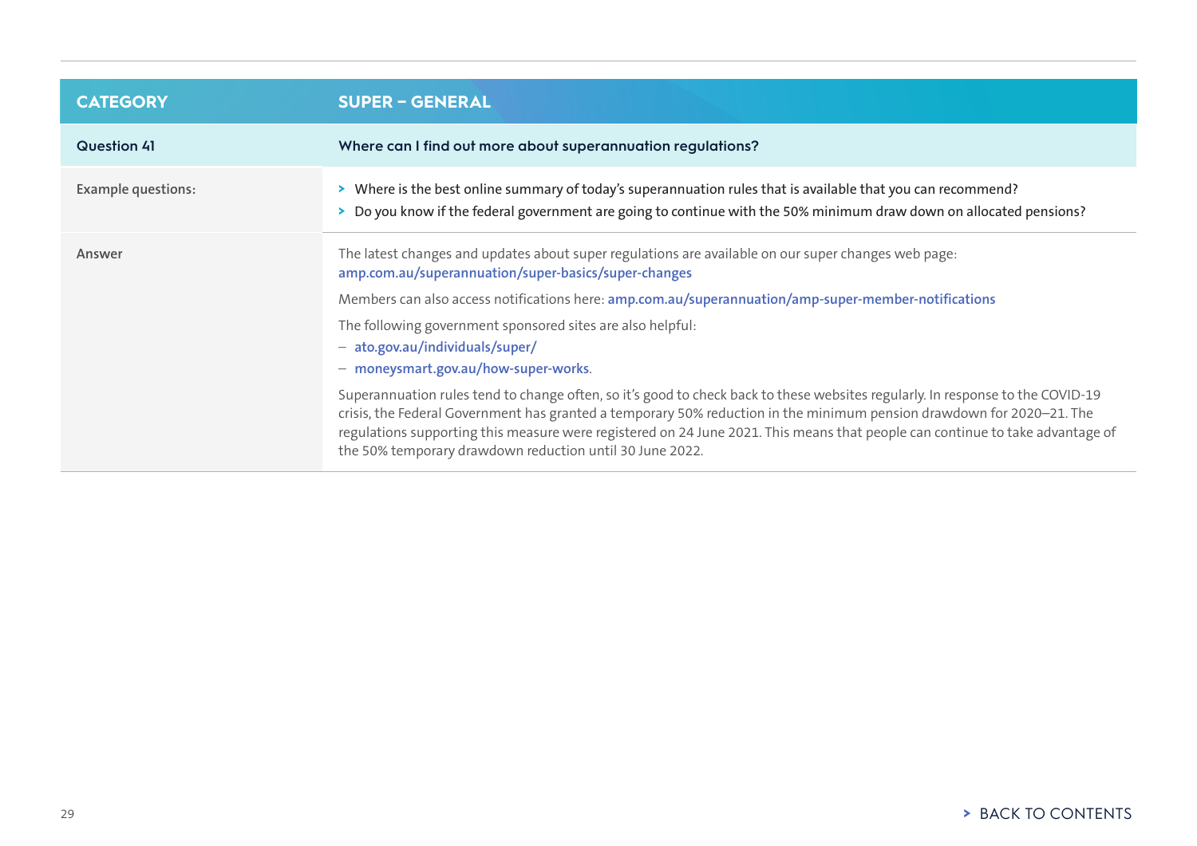| CATEGORY | SUPER – GENERAL |
|---|---|
| **Question 41** | **Where can I find out more about superannuation regulations?** |
| Example questions: | > Where is the best online summary of today's superannuation rules that is available that you can recommend?<br>> Do you know if the federal government are going to continue with the 50% minimum draw down on allocated pensions? |
| Answer | The latest changes and updates about super regulations are available on our super changes web page: **amp.com.au/superannuation/super-basics/super-changes**<br><br>Members can also access notifications here: **amp.com.au/superannuation/amp-super-member-notifications**<br><br>The following government sponsored sites are also helpful:<br>– **ato.gov.au/individuals/super/**<br>– **moneysmart.gov.au/how-super-works**.<br><br>Superannuation rules tend to change often, so it's good to check back to these websites regularly. In response to the COVID-19 crisis, the Federal Government has granted a temporary 50% reduction in the minimum pension drawdown for 2020–21. The regulations supporting this measure were registered on 24 June 2021. This means that people can continue to take advantage of the 50% temporary drawdown reduction until 30 June 2022. |

> BACK TO CONTENTS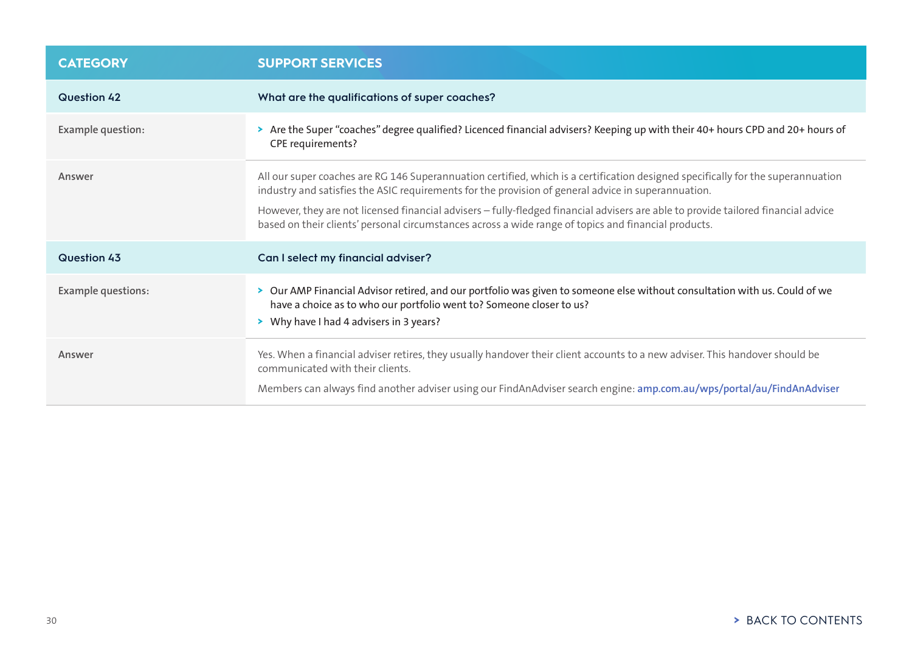| CATEGORY | SUPPORT SERVICES |
|---|---|
| **Question 42** | **What are the qualifications of super coaches?** |
| Example question: | › Are the Super "coaches" degree qualified? Licenced financial advisers? Keeping up with their 40+ hours CPD and 20+ hours of CPE requirements? |
| Answer | All our super coaches are RG 146 Superannuation certified, which is a certification designed specifically for the superannuation industry and satisfies the ASIC requirements for the provision of general advice in superannuation.<br><br>However, they are not licensed financial advisers – fully-fledged financial advisers are able to provide tailored financial advice based on their clients' personal circumstances across a wide range of topics and financial products. |
| **Question 43** | **Can I select my financial adviser?** |
| Example questions: | › Our AMP Financial Advisor retired, and our portfolio was given to someone else without consultation with us. Could of we have a choice as to who our portfolio went to? Someone closer to us?<br>› Why have I had 4 advisers in 3 years? |
| Answer | Yes. When a financial adviser retires, they usually handover their client accounts to a new adviser. This handover should be communicated with their clients.<br><br>Members can always find another adviser using our FindAnAdviser search engine: **amp.com.au/wps/portal/au/FindAnAdviser** |

› BACK TO CONTENTS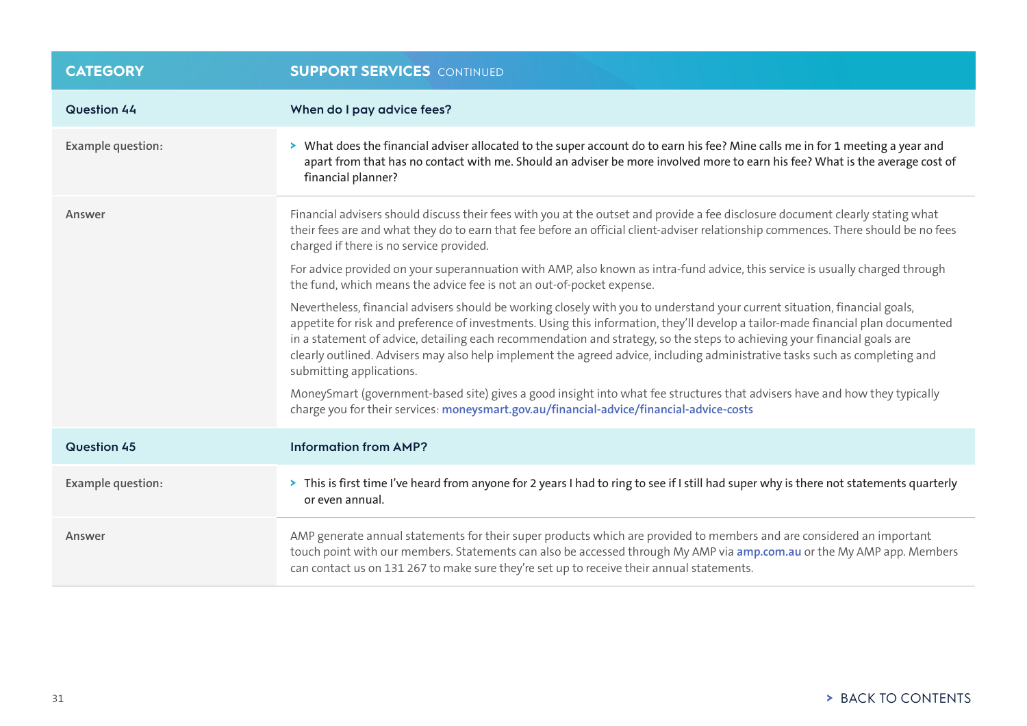| CATEGORY | SUPPORT SERVICES CONTINUED |
|---|---|
| **Question 44** | **When do I pay advice fees?** |
| Example question: | > What does the financial adviser allocated to the super account do to earn his fee? Mine calls me in for 1 meeting a year and apart from that has no contact with me. Should an adviser be more involved more to earn his fee? What is the average cost of financial planner? |
| Answer | Financial advisers should discuss their fees with you at the outset and provide a fee disclosure document clearly stating what their fees are and what they do to earn that fee before an official client-adviser relationship commences. There should be no fees charged if there is no service provided.<br><br>For advice provided on your superannuation with AMP, also known as intra-fund advice, this service is usually charged through the fund, which means the advice fee is not an out-of-pocket expense.<br><br>Nevertheless, financial advisers should be working closely with you to understand your current situation, financial goals, appetite for risk and preference of investments. Using this information, they'll develop a tailor-made financial plan documented in a statement of advice, detailing each recommendation and strategy, so the steps to achieving your financial goals are clearly outlined. Advisers may also help implement the agreed advice, including administrative tasks such as completing and submitting applications.<br><br>MoneySmart (government-based site) gives a good insight into what fee structures that advisers have and how they typically charge you for their services: moneysmart.gov.au/financial-advice/financial-advice-costs |
| **Question 45** | **Information from AMP?** |
| Example question: | > This is first time I've heard from anyone for 2 years I had to ring to see if I still had super why is there not statements quarterly or even annual. |
| Answer | AMP generate annual statements for their super products which are provided to members and are considered an important touch point with our members. Statements can also be accessed through My AMP via amp.com.au or the My AMP app. Members can contact us on 131 267 to make sure they're set up to receive their annual statements. |

> BACK TO CONTENTS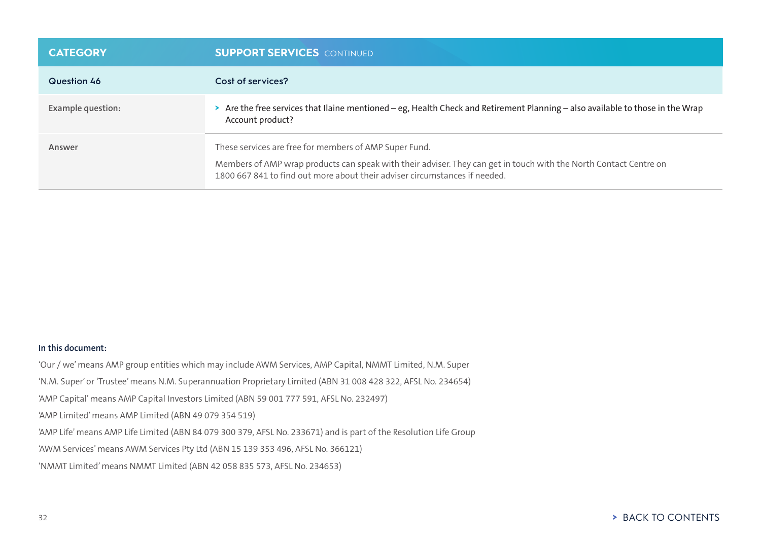| CATEGORY | SUPPORT SERVICES CONTINUED |
| --- | --- |
| **Question 46** | **Cost of services?** |
| Example question: | Are the free services that Ilaine mentioned – eg, Health Check and Retirement Planning – also available to those in the Wrap Account product? |
| Answer | These services are free for members of AMP Super Fund.<br><br>Members of AMP wrap products can speak with their adviser. They can get in touch with the North Contact Centre on 1800 667 841 to find out more about their adviser circumstances if needed. |

**In this document:**

'Our / we' means AMP group entities which may include AWM Services, AMP Capital, NMMT Limited, N.M. Super

'N.M. Super' or 'Trustee' means N.M. Superannuation Proprietary Limited (ABN 31 008 428 322, AFSL No. 234654)

'AMP Capital' means AMP Capital Investors Limited (ABN 59 001 777 591, AFSL No. 232497)

'AMP Limited' means AMP Limited (ABN 49 079 354 519)

'AMP Life' means AMP Life Limited (ABN 84 079 300 379, AFSL No. 233671) and is part of the Resolution Life Group

'AWM Services' means AWM Services Pty Ltd (ABN 15 139 353 496, AFSL No. 366121)

'NMMT Limited' means NMMT Limited (ABN 42 058 835 573, AFSL No. 234653)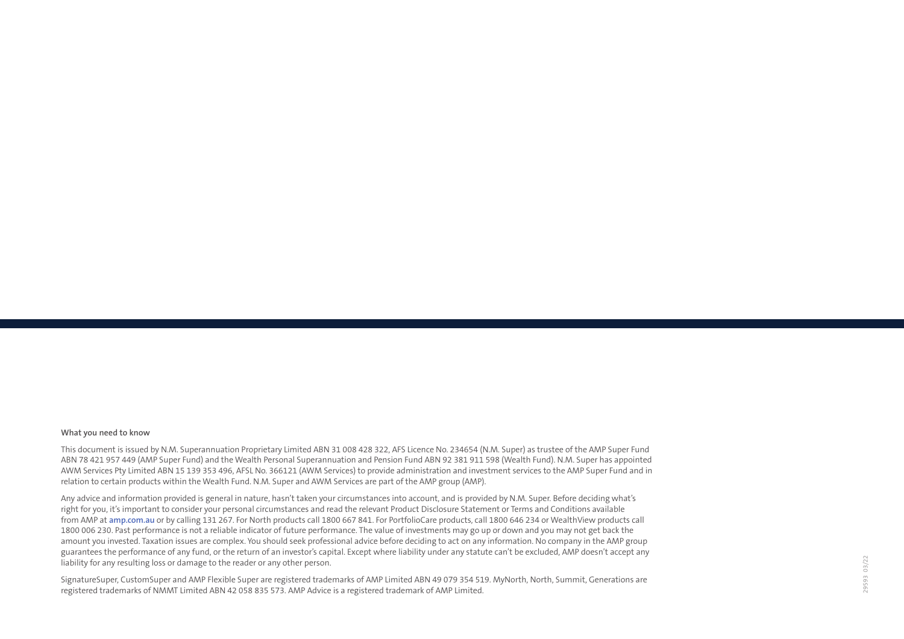**What you need to know**

This document is issued by N.M. Superannuation Proprietary Limited ABN 31 008 428 322, AFS Licence No. 234654 (N.M. Super) as trustee of the AMP Super Fund ABN 78 421 957 449 (AMP Super Fund) and the Wealth Personal Superannuation and Pension Fund ABN 92 381 911 598 (Wealth Fund). N.M. Super has appointed AWM Services Pty Limited ABN 15 139 353 496, AFSL No. 366121 (AWM Services) to provide administration and investment services to the AMP Super Fund and in relation to certain products within the Wealth Fund. N.M. Super and AWM Services are part of the AMP group (AMP).

Any advice and information provided is general in nature, hasn't taken your circumstances into account, and is provided by N.M. Super. Before deciding what's right for you, it's important to consider your personal circumstances and read the relevant Product Disclosure Statement or Terms and Conditions available from AMP at **amp.com.au** or by calling 131 267. For North products call 1800 667 841. For PortfolioCare products, call 1800 646 234 or WealthView products call 1800 006 230. Past performance is not a reliable indicator of future performance. The value of investments may go up or down and you may not get back the amount you invested. Taxation issues are complex. You should seek professional advice before deciding to act on any information. No company in the AMP group guarantees the performance of any fund, or the return of an investor's capital. Except where liability under any statute can't be excluded, AMP doesn't accept any liability for any resulting loss or damage to the reader or any other person.

SignatureSuper, CustomSuper and AMP Flexible Super are registered trademarks of AMP Limited ABN 49 079 354 519. MyNorth, North, Summit, Generations are registered trademarks of NMMT Limited ABN 42 058 835 573. AMP Advice is a registered trademark of AMP Limited.

29593 03/22